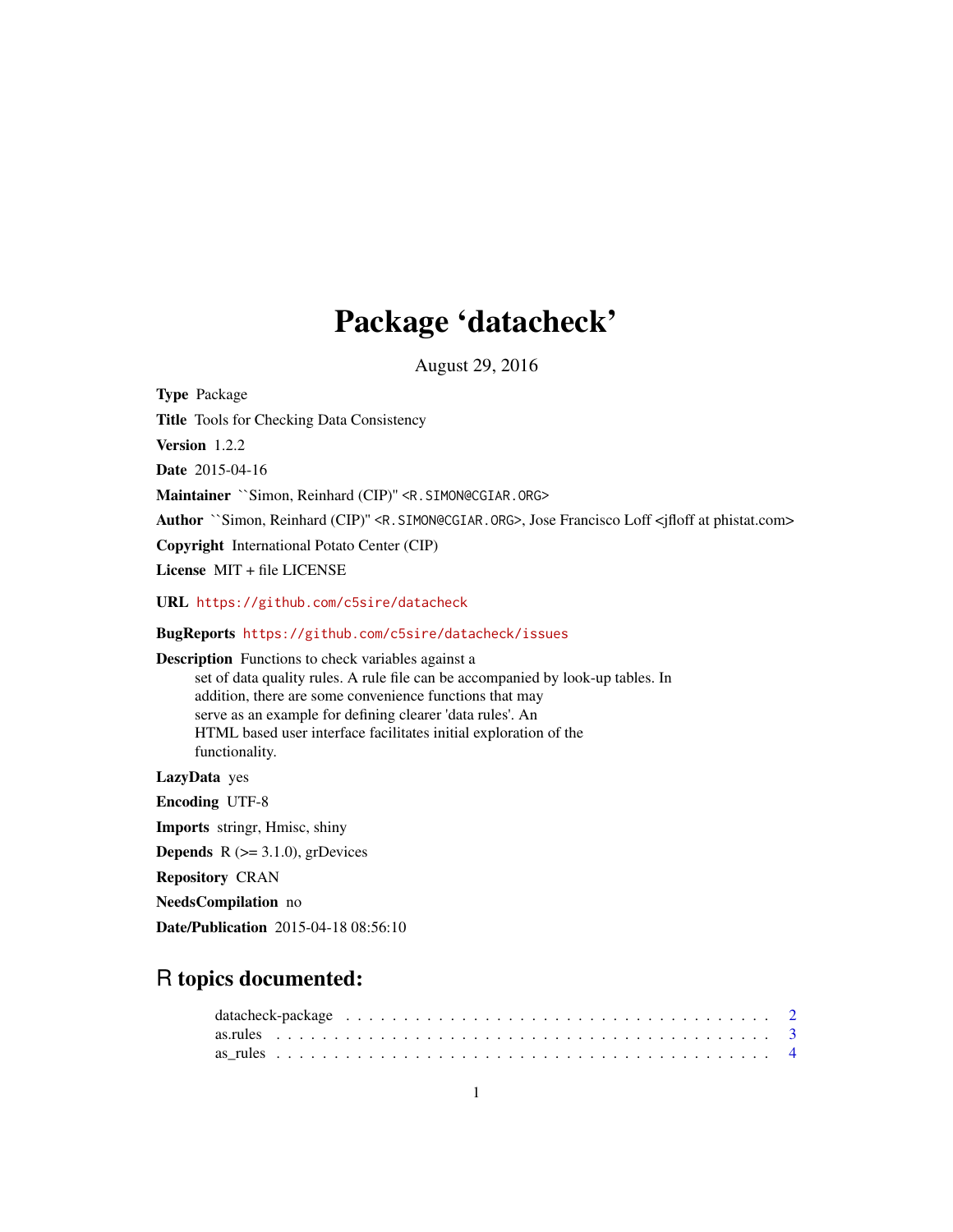# Package 'datacheck'

August 29, 2016

**Type** Package

**Title** Tools for Checking Data Consistency

**Version** 1.2.2

**Date** 2015-04-16

**Maintainer** ``Simon, Reinhard (CIP)'' <R.SIMON@CGIAR.ORG>

**Author** ``Simon, Reinhard (CIP)'' <R.SIMON@CGIAR.ORG>, Jose Francisco Loff <jfloff at phistat.com>

**Copyright** International Potato Center (CIP)

**License** MIT + file LICENSE

**URL** https://github.com/c5sire/datacheck

**BugReports** https://github.com/c5sire/datacheck/issues

**Description** Functions to check variables against a set of data quality rules. A rule file can be accompanied by look-up tables. In addition, there are some convenience functions that may serve as an example for defining clearer 'data rules'. An HTML based user interface facilitates initial exploration of the functionality.

**LazyData** yes

**Encoding** UTF-8

**Imports** stringr, Hmisc, shiny

**Depends** R (>= 3.1.0), grDevices

**Repository** CRAN

**NeedsCompilation** no

**Date/Publication** 2015-04-18 08:56:10

## R topics documented:

datacheck-package . . . . . . . . . . . . . . . . . . . . . . . . . . . . . . . . . . . . 2
as.rules . . . . . . . . . . . . . . . . . . . . . . . . . . . . . . . . . . . . . . . . . 3
as_rules . . . . . . . . . . . . . . . . . . . . . . . . . . . . . . . . . . . . . . . . 4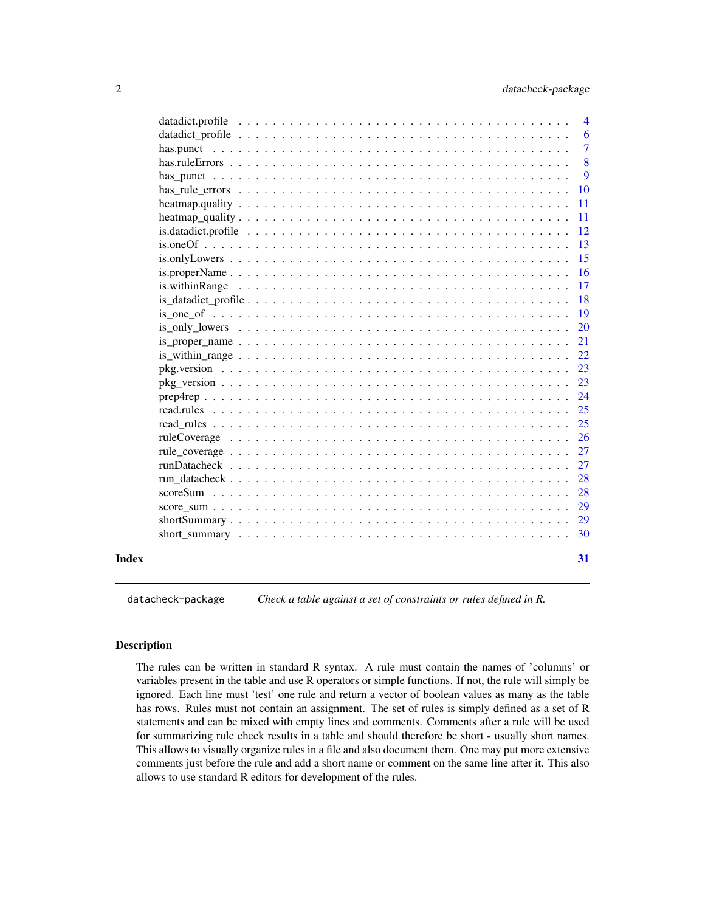| | |
|---|---|
| datadict.profile | 4 |
| datadict_profile | 6 |
| has.punct | 7 |
| has.ruleErrors | 8 |
| has_punct | 9 |
| has_rule_errors | 10 |
| heatmap.quality | 11 |
| heatmap_quality | 11 |
| is.datadict.profile | 12 |
| is.oneOf | 13 |
| is.onlyLowers | 15 |
| is.properName | 16 |
| is.withinRange | 17 |
| is_datadict_profile | 18 |
| is_one_of | 19 |
| is_only_lowers | 20 |
| is_proper_name | 21 |
| is_within_range | 22 |
| pkg.version | 23 |
| pkg_version | 23 |
| prep4rep | 24 |
| read.rules | 25 |
| read_rules | 25 |
| ruleCoverage | 26 |
| rule_coverage | 27 |
| runDatacheck | 27 |
| run_datacheck | 28 |
| scoreSum | 28 |
| score_sum | 29 |
| shortSummary | 29 |
| short_summary | 30 |

**Index** 31

---

`datacheck-package` *Check a table against a set of constraints or rules defined in R.*

---

### Description

The rules can be written in standard R syntax. A rule must contain the names of 'columns' or variables present in the table and use R operators or simple functions. If not, the rule will simply be ignored. Each line must 'test' one rule and return a vector of boolean values as many as the table has rows. Rules must not contain an assignment. The set of rules is simply defined as a set of R statements and can be mixed with empty lines and comments. Comments after a rule will be used for summarizing rule check results in a table and should therefore be short - usually short names. This allows to visually organize rules in a file and also document them. One may put more extensive comments just before the rule and add a short name or comment on the same line after it. This also allows to use standard R editors for development of the rules.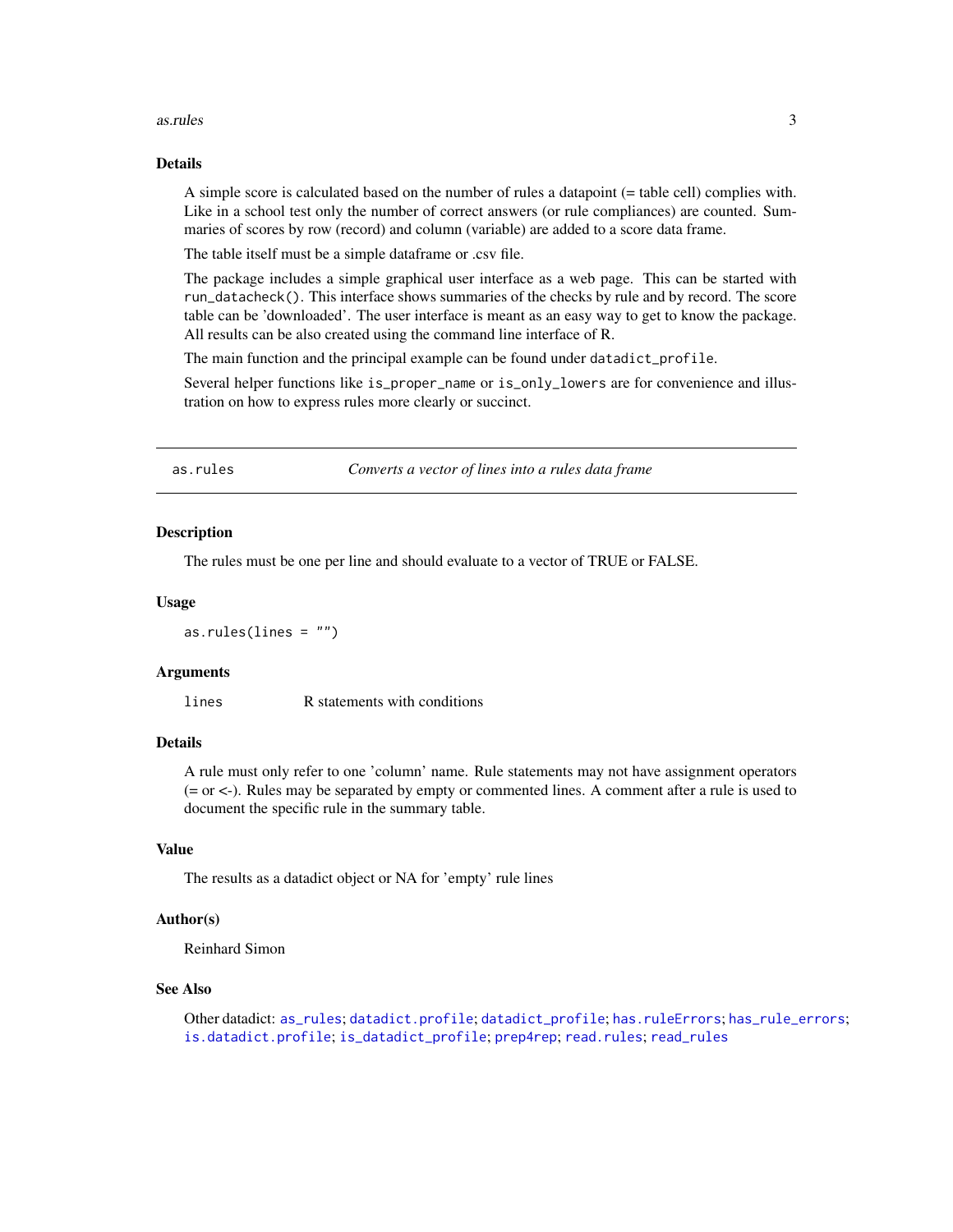## Details

A simple score is calculated based on the number of rules a datapoint (= table cell) complies with. Like in a school test only the number of correct answers (or rule compliances) are counted. Summaries of scores by row (record) and column (variable) are added to a score data frame.

The table itself must be a simple dataframe or .csv file.

The package includes a simple graphical user interface as a web page. This can be started with `run_datacheck()`. This interface shows summaries of the checks by rule and by record. The score table can be 'downloaded'. The user interface is meant as an easy way to get to know the package. All results can be also created using the command line interface of R.

The main function and the principal example can be found under `datadict_profile`.

Several helper functions like `is_proper_name` or `is_only_lowers` are for convenience and illustration on how to express rules more clearly or succinct.

---

`as.rules` *Converts a vector of lines into a rules data frame*

---

## Description

The rules must be one per line and should evaluate to a vector of TRUE or FALSE.

## Usage

```
as.rules(lines = "")
```

## Arguments

| | |
|---|---|
| `lines` | R statements with conditions |

## Details

A rule must only refer to one 'column' name. Rule statements may not have assignment operators (= or <-). Rules may be separated by empty or commented lines. A comment after a rule is used to document the specific rule in the summary table.

## Value

The results as a datadict object or NA for 'empty' rule lines

## Author(s)

Reinhard Simon

## See Also

Other datadict: `as_rules`; `datadict.profile`; `datadict_profile`; `has.ruleErrors`; `has_rule_errors`; `is.datadict.profile`; `is_datadict_profile`; `prep4rep`; `read.rules`; `read_rules`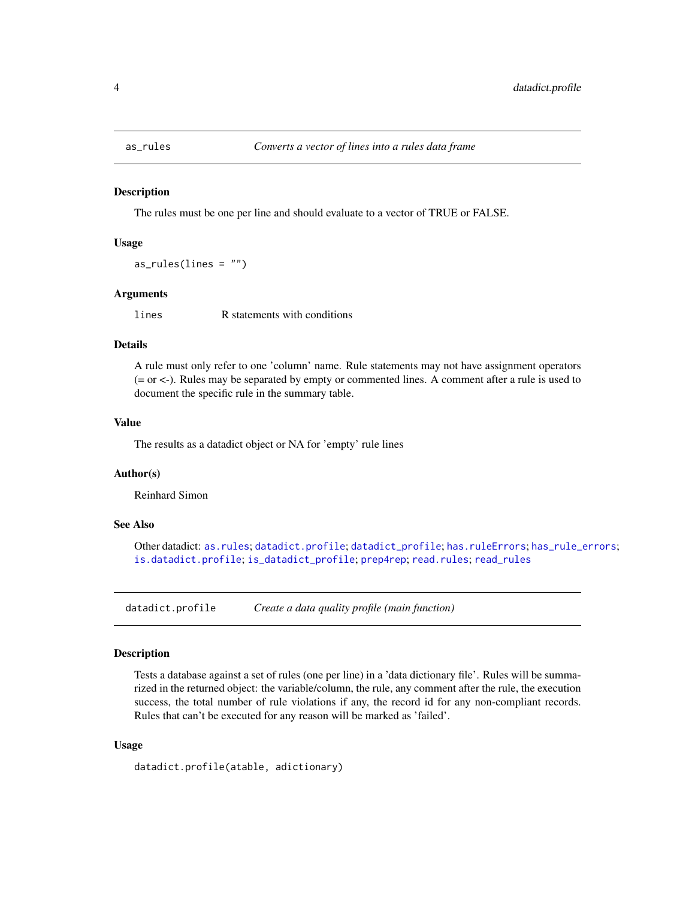## as_rules    *Converts a vector of lines into a rules data frame*

### Description

The rules must be one per line and should evaluate to a vector of TRUE or FALSE.

### Usage

```
as_rules(lines = "")
```

### Arguments

| | |
|---|---|
| `lines` | R statements with conditions |

### Details

A rule must only refer to one 'column' name. Rule statements may not have assignment operators (= or <-). Rules may be separated by empty or commented lines. A comment after a rule is used to document the specific rule in the summary table.

### Value

The results as a datadict object or NA for 'empty' rule lines

### Author(s)

Reinhard Simon

### See Also

Other datadict: `as.rules`; `datadict.profile`; `datadict_profile`; `has.ruleErrors`; `has_rule_errors`; `is.datadict.profile`; `is_datadict_profile`; `prep4rep`; `read.rules`; `read_rules`

## datadict.profile    *Create a data quality profile (main function)*

### Description

Tests a database against a set of rules (one per line) in a 'data dictionary file'. Rules will be summarized in the returned object: the variable/column, the rule, any comment after the rule, the execution success, the total number of rule violations if any, the record id for any non-compliant records. Rules that can't be executed for any reason will be marked as 'failed'.

### Usage

```
datadict.profile(atable, adictionary)
```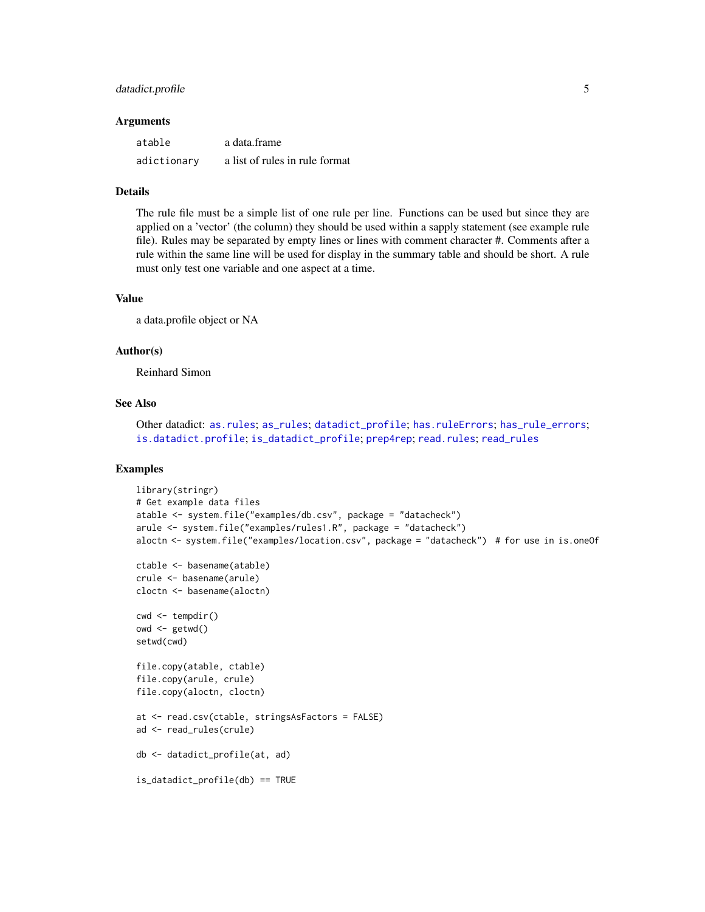### Arguments

| | |
|---|---|
| atable | a data.frame |
| adictionary | a list of rules in rule format |

### Details

The rule file must be a simple list of one rule per line. Functions can be used but since they are applied on a 'vector' (the column) they should be used within a sapply statement (see example rule file). Rules may be separated by empty lines or lines with comment character #. Comments after a rule within the same line will be used for display in the summary table and should be short. A rule must only test one variable and one aspect at a time.

### Value

a data.profile object or NA

### Author(s)

Reinhard Simon

### See Also

Other datadict: as.rules; as_rules; datadict_profile; has.ruleErrors; has_rule_errors; is.datadict.profile; is_datadict_profile; prep4rep; read.rules; read_rules

### Examples

```
library(stringr)
# Get example data files
atable <- system.file("examples/db.csv", package = "datacheck")
arule <- system.file("examples/rules1.R", package = "datacheck")
aloctn <- system.file("examples/location.csv", package = "datacheck")  # for use in is.oneOf

ctable <- basename(atable)
crule <- basename(arule)
cloctn <- basename(aloctn)

cwd <- tempdir()
owd <- getwd()
setwd(cwd)

file.copy(atable, ctable)
file.copy(arule, crule)
file.copy(aloctn, cloctn)

at <- read.csv(ctable, stringsAsFactors = FALSE)
ad <- read_rules(crule)

db <- datadict_profile(at, ad)

is_datadict_profile(db) == TRUE
```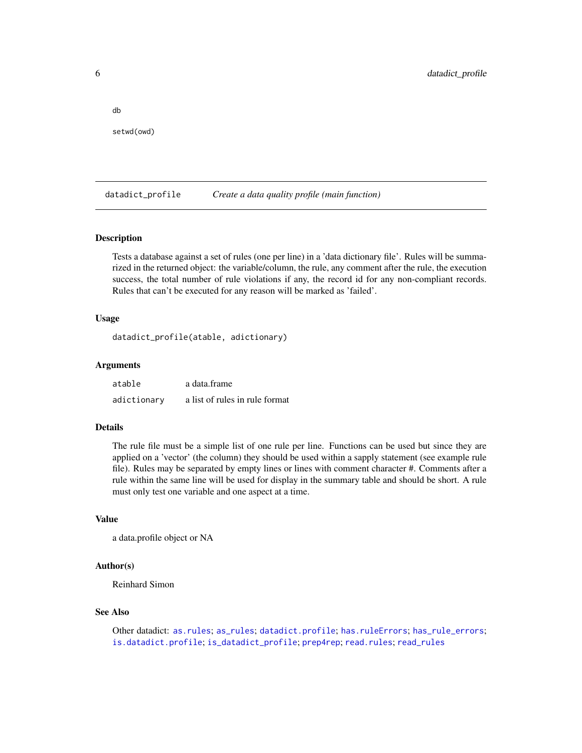```
db

setwd(owd)
```

## datadict_profile — *Create a data quality profile (main function)*

### Description

Tests a database against a set of rules (one per line) in a 'data dictionary file'. Rules will be summarized in the returned object: the variable/column, the rule, any comment after the rule, the execution success, the total number of rule violations if any, the record id for any non-compliant records. Rules that can't be executed for any reason will be marked as 'failed'.

### Usage

```
datadict_profile(atable, adictionary)
```

### Arguments

| | |
|---|---|
| `atable` | a data.frame |
| `adictionary` | a list of rules in rule format |

### Details

The rule file must be a simple list of one rule per line. Functions can be used but since they are applied on a 'vector' (the column) they should be used within a sapply statement (see example rule file). Rules may be separated by empty lines or lines with comment character #. Comments after a rule within the same line will be used for display in the summary table and should be short. A rule must only test one variable and one aspect at a time.

### Value

a data.profile object or NA

### Author(s)

Reinhard Simon

### See Also

Other datadict: `as.rules`; `as_rules`; `datadict.profile`; `has.ruleErrors`; `has_rule_errors`; `is.datadict.profile`; `is_datadict_profile`; `prep4rep`; `read.rules`; `read_rules`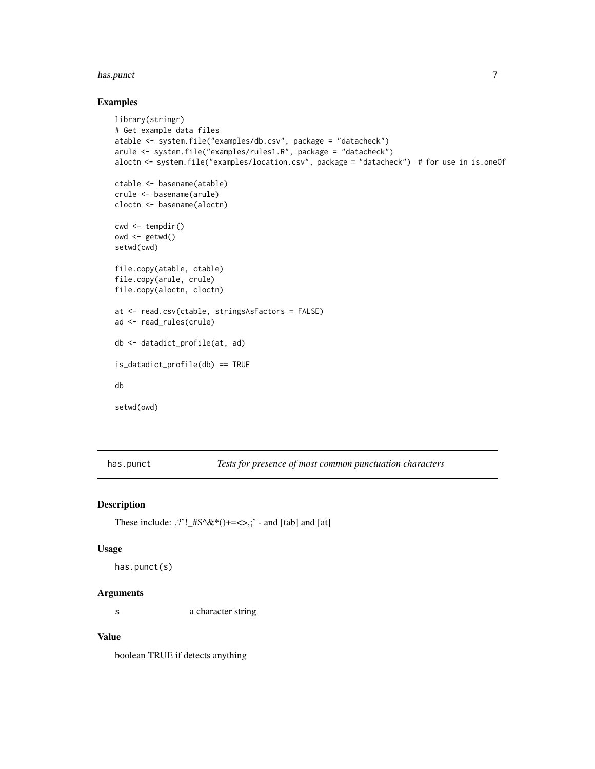## Examples

```
library(stringr)
# Get example data files
atable <- system.file("examples/db.csv", package = "datacheck")
arule <- system.file("examples/rules1.R", package = "datacheck")
aloctn <- system.file("examples/location.csv", package = "datacheck")  # for use in is.oneOf

ctable <- basename(atable)
crule <- basename(arule)
cloctn <- basename(aloctn)

cwd <- tempdir()
owd <- getwd()
setwd(cwd)

file.copy(atable, ctable)
file.copy(arule, crule)
file.copy(aloctn, cloctn)

at <- read.csv(ctable, stringsAsFactors = FALSE)
ad <- read_rules(crule)

db <- datadict_profile(at, ad)

is_datadict_profile(db) == TRUE

db

setwd(owd)
```

---

`has.punct` *Tests for presence of most common punctuation characters*

---

## Description

These include: .?'!_#$^&*()+=<>,;' - and [tab] and [at]

## Usage

```
has.punct(s)
```

## Arguments

| | |
|---|---|
| s | a character string |

## Value

boolean TRUE if detects anything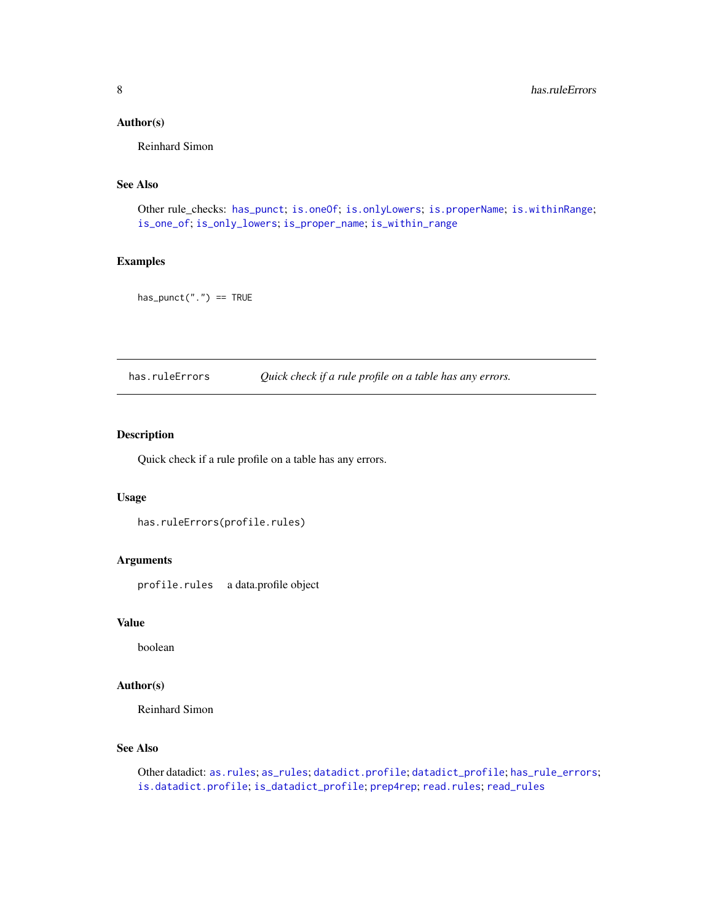### Author(s)

Reinhard Simon

### See Also

Other rule_checks: has_punct; is.oneOf; is.onlyLowers; is.properName; is.withinRange; is_one_of; is_only_lowers; is_proper_name; is_within_range

### Examples

```
has_punct(".") == TRUE
```

---

## has.ruleErrors — *Quick check if a rule profile on a table has any errors.*

---

### Description

Quick check if a rule profile on a table has any errors.

### Usage

```
has.ruleErrors(profile.rules)
```

### Arguments

| | |
|---|---|
| profile.rules | a data.profile object |

### Value

boolean

### Author(s)

Reinhard Simon

### See Also

Other datadict: as.rules; as_rules; datadict.profile; datadict_profile; has_rule_errors; is.datadict.profile; is_datadict_profile; prep4rep; read.rules; read_rules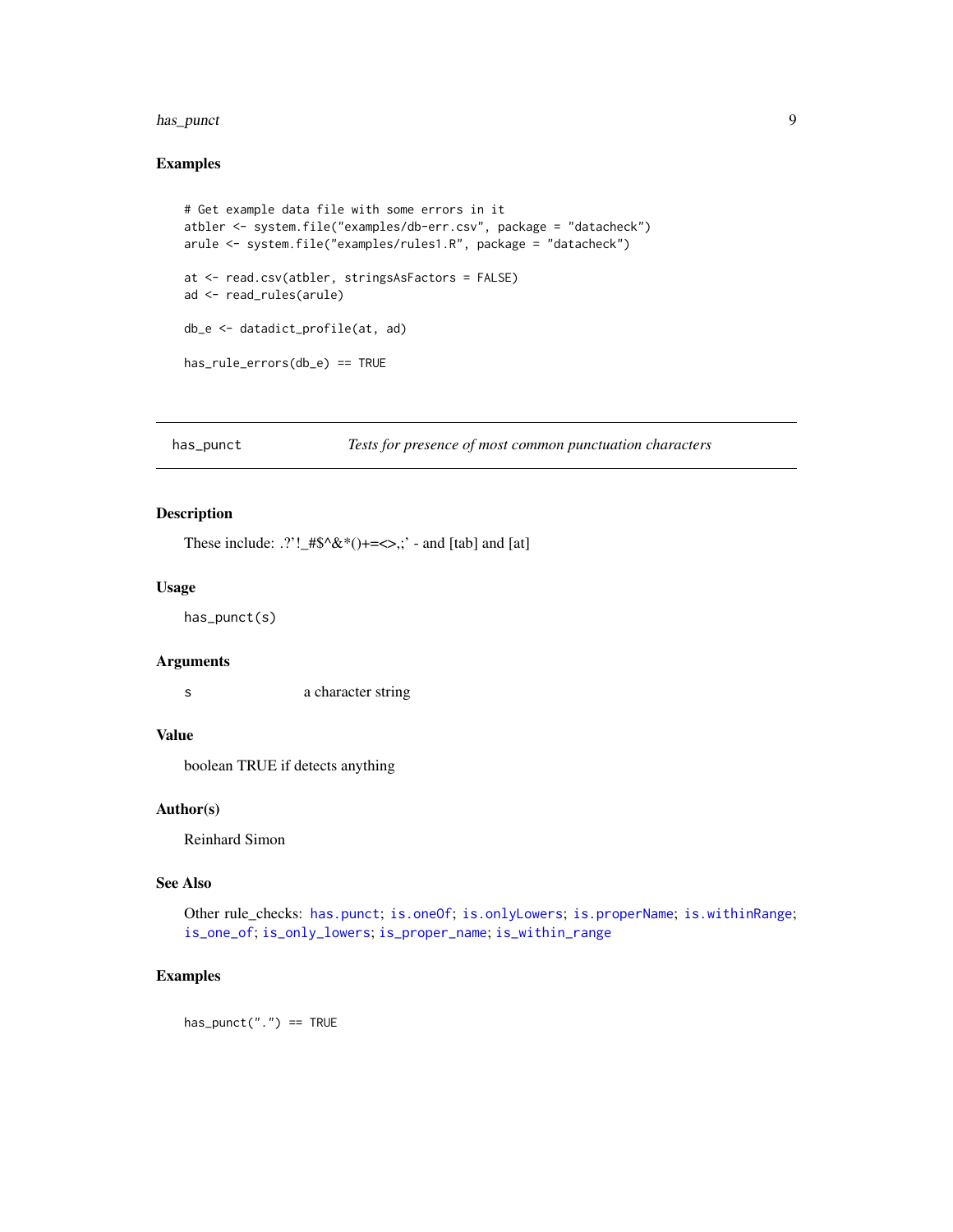## Examples

```
# Get example data file with some errors in it
atbler <- system.file("examples/db-err.csv", package = "datacheck")
arule <- system.file("examples/rules1.R", package = "datacheck")

at <- read.csv(atbler, stringsAsFactors = FALSE)
ad <- read_rules(arule)

db_e <- datadict_profile(at, ad)

has_rule_errors(db_e) == TRUE
```

---

# has_punct *Tests for presence of most common punctuation characters*

## Description

These include: .?'!_#$^&*()+=<>,;' - and [tab] and [at]

## Usage

```
has_punct(s)
```

## Arguments

| | |
|---|---|
| s | a character string |

## Value

boolean TRUE if detects anything

## Author(s)

Reinhard Simon

## See Also

Other rule_checks: has.punct; is.oneOf; is.onlyLowers; is.properName; is.withinRange; is_one_of; is_only_lowers; is_proper_name; is_within_range

## Examples

```
has_punct(".") == TRUE
```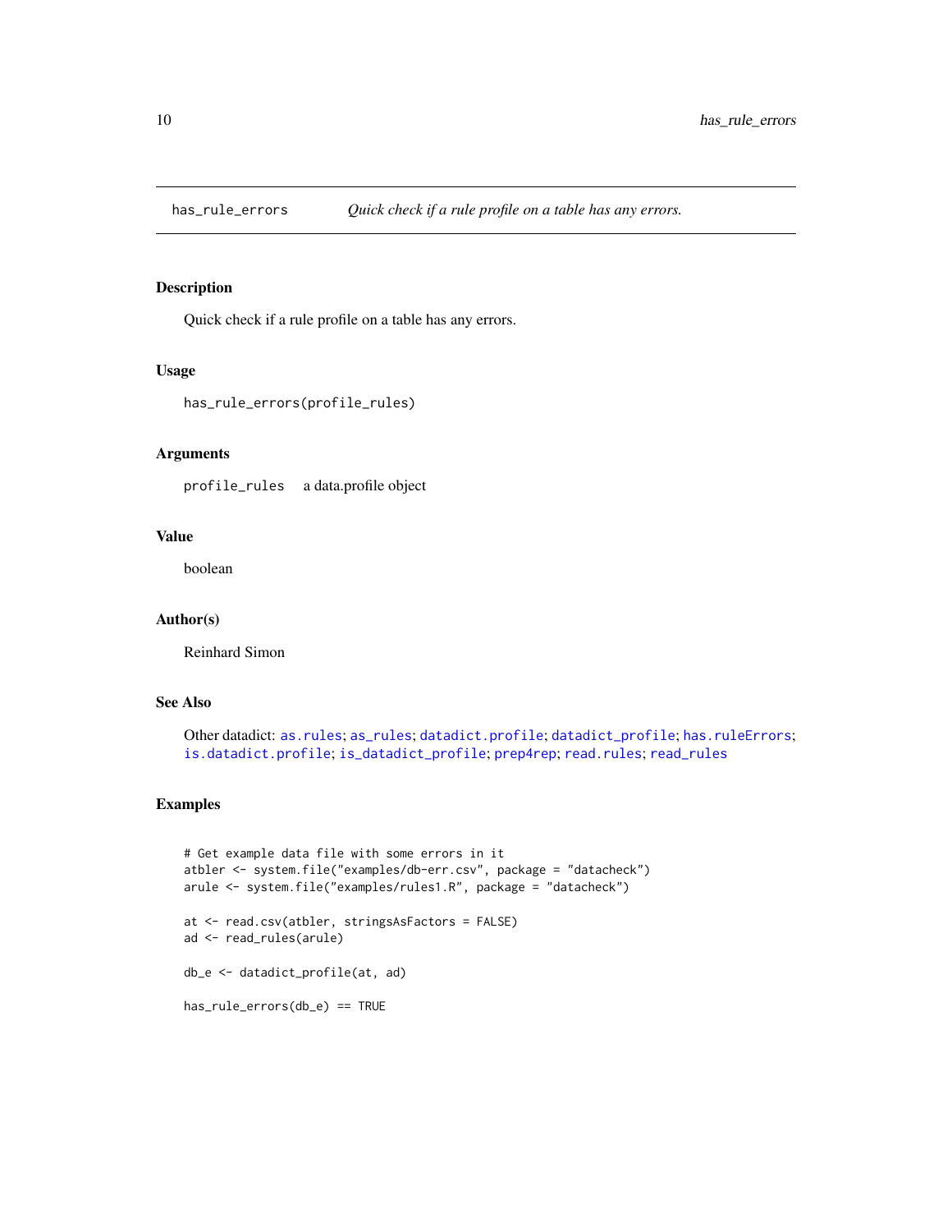# has_rule_errors — *Quick check if a rule profile on a table has any errors.*

## Description

Quick check if a rule profile on a table has any errors.

## Usage

```
has_rule_errors(profile_rules)
```

## Arguments

`profile_rules` a data.profile object

## Value

boolean

## Author(s)

Reinhard Simon

## See Also

Other datadict: `as.rules`; `as_rules`; `datadict.profile`; `datadict_profile`; `has.ruleErrors`; `is.datadict.profile`; `is_datadict_profile`; `prep4rep`; `read.rules`; `read_rules`

## Examples

```
# Get example data file with some errors in it
atbler <- system.file("examples/db-err.csv", package = "datacheck")
arule <- system.file("examples/rules1.R", package = "datacheck")

at <- read.csv(atbler, stringsAsFactors = FALSE)
ad <- read_rules(arule)

db_e <- datadict_profile(at, ad)

has_rule_errors(db_e) == TRUE
```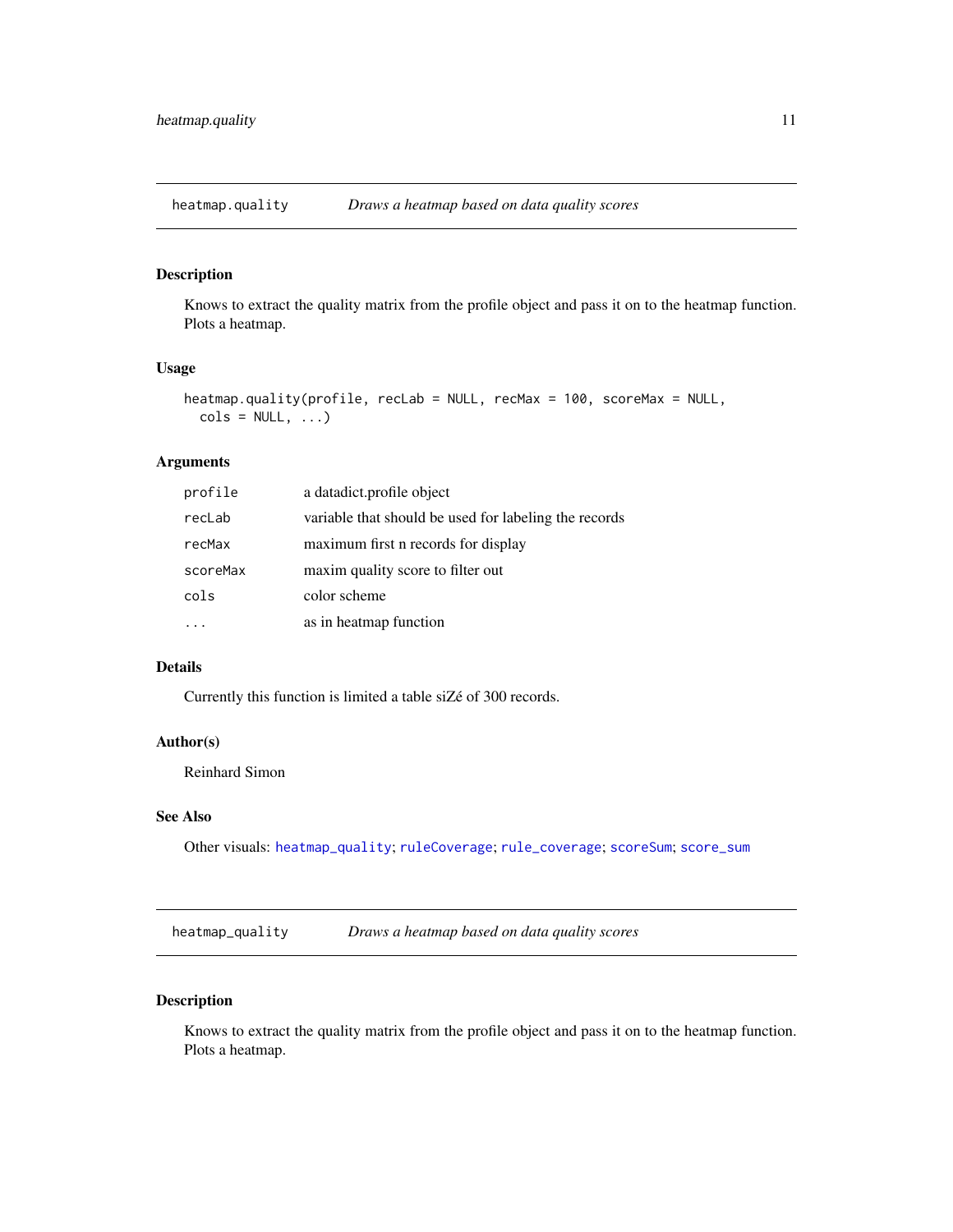## heatmap.quality *Draws a heatmap based on data quality scores*

### Description

Knows to extract the quality matrix from the profile object and pass it on to the heatmap function. Plots a heatmap.

### Usage

```
heatmap.quality(profile, recLab = NULL, recMax = 100, scoreMax = NULL,
  cols = NULL, ...)
```

### Arguments

| | |
|---|---|
| `profile` | a datadict.profile object |
| `recLab` | variable that should be used for labeling the records |
| `recMax` | maximum first n records for display |
| `scoreMax` | maxim quality score to filter out |
| `cols` | color scheme |
| `...` | as in heatmap function |

### Details

Currently this function is limited a table siZé of 300 records.

### Author(s)

Reinhard Simon

### See Also

Other visuals: `heatmap_quality`; `ruleCoverage`; `rule_coverage`; `scoreSum`; `score_sum`

## heatmap_quality *Draws a heatmap based on data quality scores*

### Description

Knows to extract the quality matrix from the profile object and pass it on to the heatmap function. Plots a heatmap.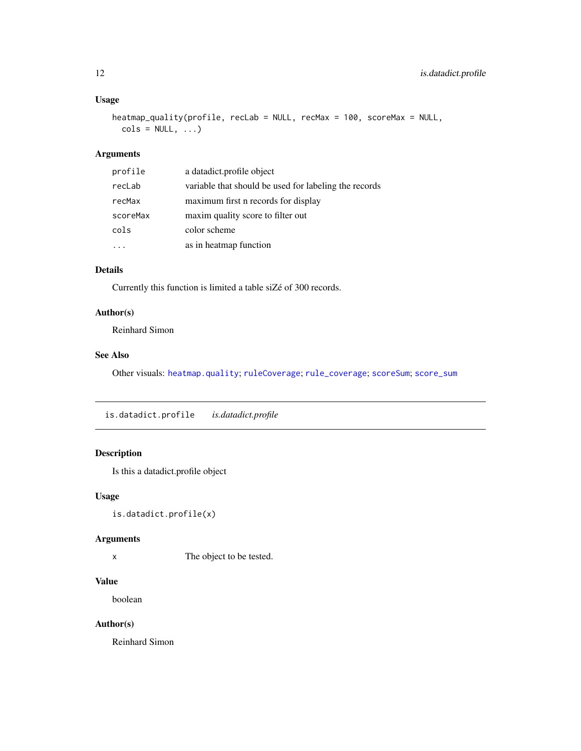### Usage

```
heatmap_quality(profile, recLab = NULL, recMax = 100, scoreMax = NULL,
  cols = NULL, ...)
```

### Arguments

| | |
|---|---|
| `profile` | a datadict.profile object |
| `recLab` | variable that should be used for labeling the records |
| `recMax` | maximum first n records for display |
| `scoreMax` | maxim quality score to filter out |
| `cols` | color scheme |
| `...` | as in heatmap function |

### Details

Currently this function is limited a table siZé of 300 records.

### Author(s)

Reinhard Simon

### See Also

Other visuals: `heatmap.quality`; `ruleCoverage`; `rule_coverage`; `scoreSum`; `score_sum`

---

## `is.datadict.profile` *is.datadict.profile*

---

### Description

Is this a datadict.profile object

### Usage

```
is.datadict.profile(x)
```

### Arguments

| | |
|---|---|
| `x` | The object to be tested. |

### Value

boolean

### Author(s)

Reinhard Simon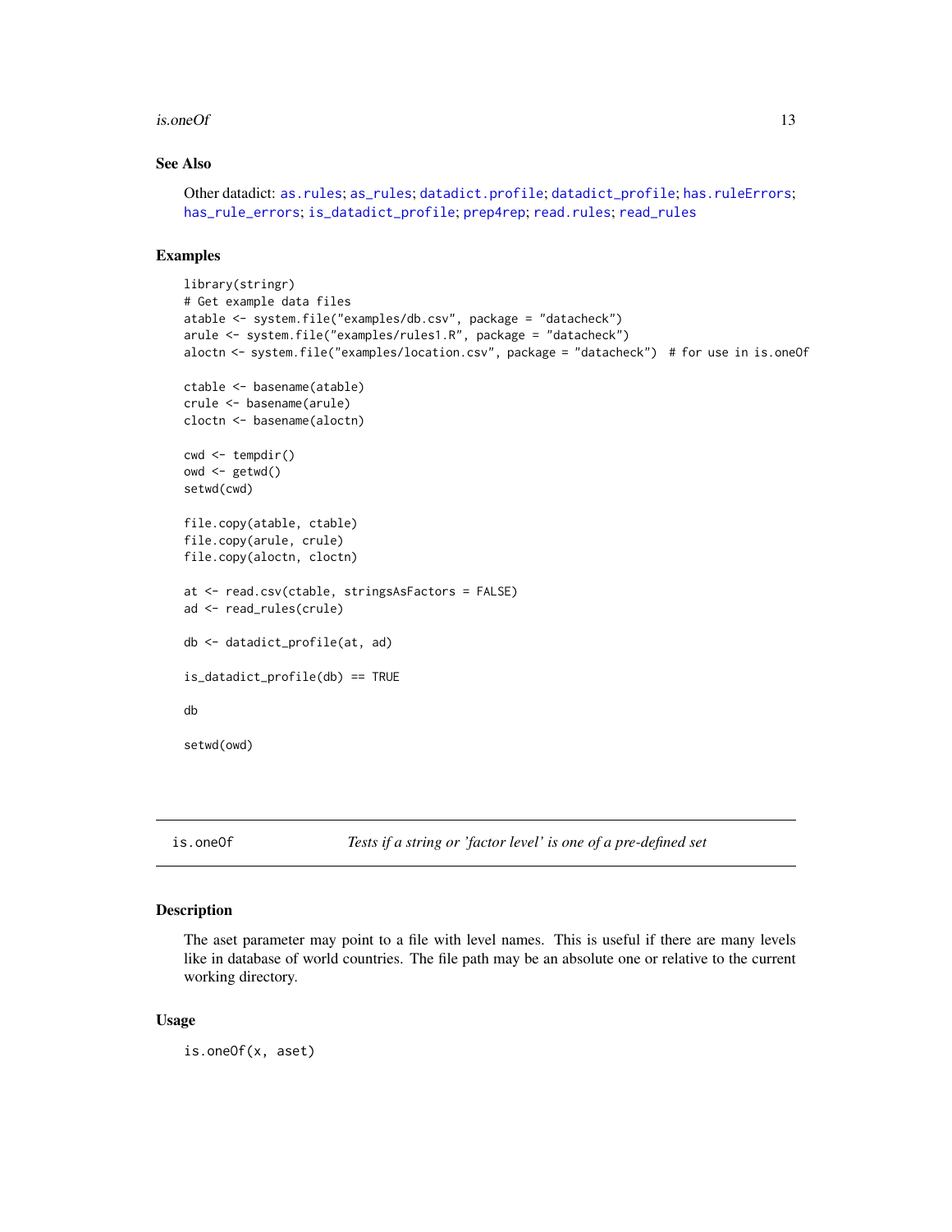## See Also

Other datadict: as.rules; as_rules; datadict.profile; datadict_profile; has.ruleErrors; has_rule_errors; is_datadict_profile; prep4rep; read.rules; read_rules

## Examples

```
library(stringr)
# Get example data files
atable <- system.file("examples/db.csv", package = "datacheck")
arule <- system.file("examples/rules1.R", package = "datacheck")
aloctn <- system.file("examples/location.csv", package = "datacheck")  # for use in is.oneOf

ctable <- basename(atable)
crule <- basename(arule)
cloctn <- basename(aloctn)

cwd <- tempdir()
owd <- getwd()
setwd(cwd)

file.copy(atable, ctable)
file.copy(arule, crule)
file.copy(aloctn, cloctn)

at <- read.csv(ctable, stringsAsFactors = FALSE)
ad <- read_rules(crule)

db <- datadict_profile(at, ad)

is_datadict_profile(db) == TRUE

db

setwd(owd)
```

---

# is.oneOf — *Tests if a string or 'factor level' is one of a pre-defined set*

## Description

The aset parameter may point to a file with level names. This is useful if there are many levels like in database of world countries. The file path may be an absolute one or relative to the current working directory.

## Usage

```
is.oneOf(x, aset)
```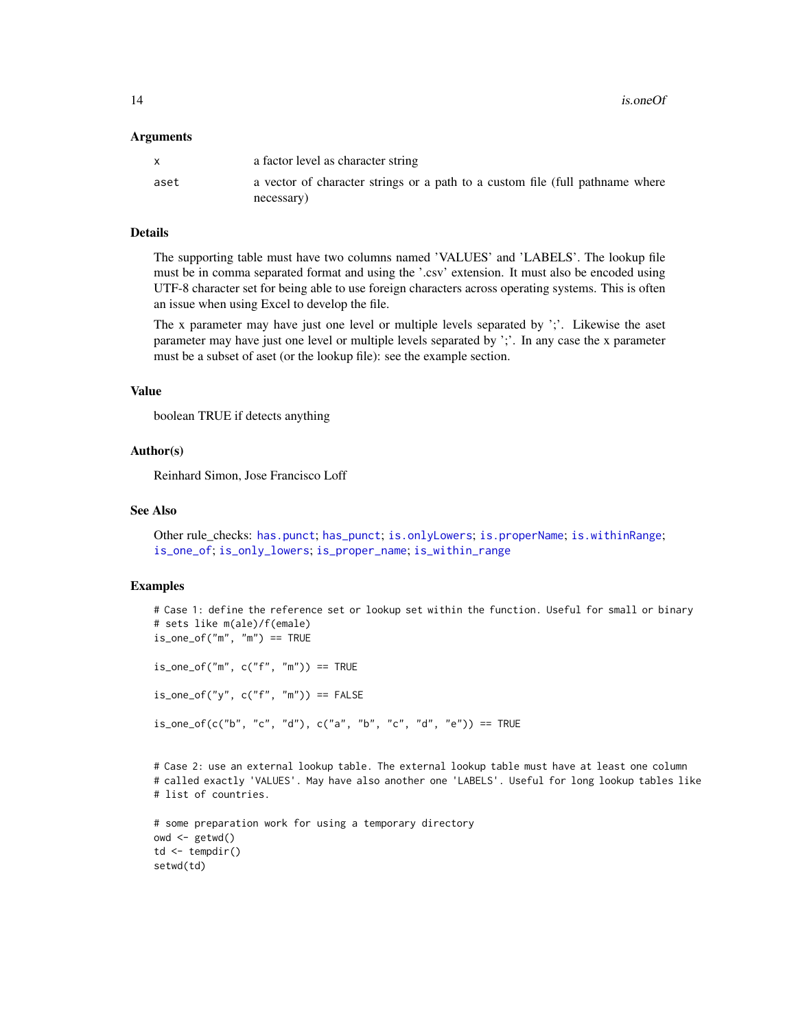## Arguments

| | |
|---|---|
| x | a factor level as character string |
| aset | a vector of character strings or a path to a custom file (full pathname where necessary) |

## Details

The supporting table must have two columns named 'VALUES' and 'LABELS'. The lookup file must be in comma separated format and using the '.csv' extension. It must also be encoded using UTF-8 character set for being able to use foreign characters across operating systems. This is often an issue when using Excel to develop the file.

The x parameter may have just one level or multiple levels separated by ';'. Likewise the aset parameter may have just one level or multiple levels separated by ';'. In any case the x parameter must be a subset of aset (or the lookup file): see the example section.

## Value

boolean TRUE if detects anything

## Author(s)

Reinhard Simon, Jose Francisco Loff

## See Also

Other rule_checks: has.punct; has_punct; is.onlyLowers; is.properName; is.withinRange; is_one_of; is_only_lowers; is_proper_name; is_within_range

## Examples

```
# Case 1: define the reference set or lookup set within the function. Useful for small or binary
# sets like m(ale)/f(emale)
is_one_of("m", "m") == TRUE

is_one_of("m", c("f", "m")) == TRUE

is_one_of("y", c("f", "m")) == FALSE

is_one_of(c("b", "c", "d"), c("a", "b", "c", "d", "e")) == TRUE


# Case 2: use an external lookup table. The external lookup table must have at least one column
# called exactly 'VALUES'. May have also another one 'LABELS'. Useful for long lookup tables like
# list of countries.

# some preparation work for using a temporary directory
owd <- getwd()
td <- tempdir()
setwd(td)
```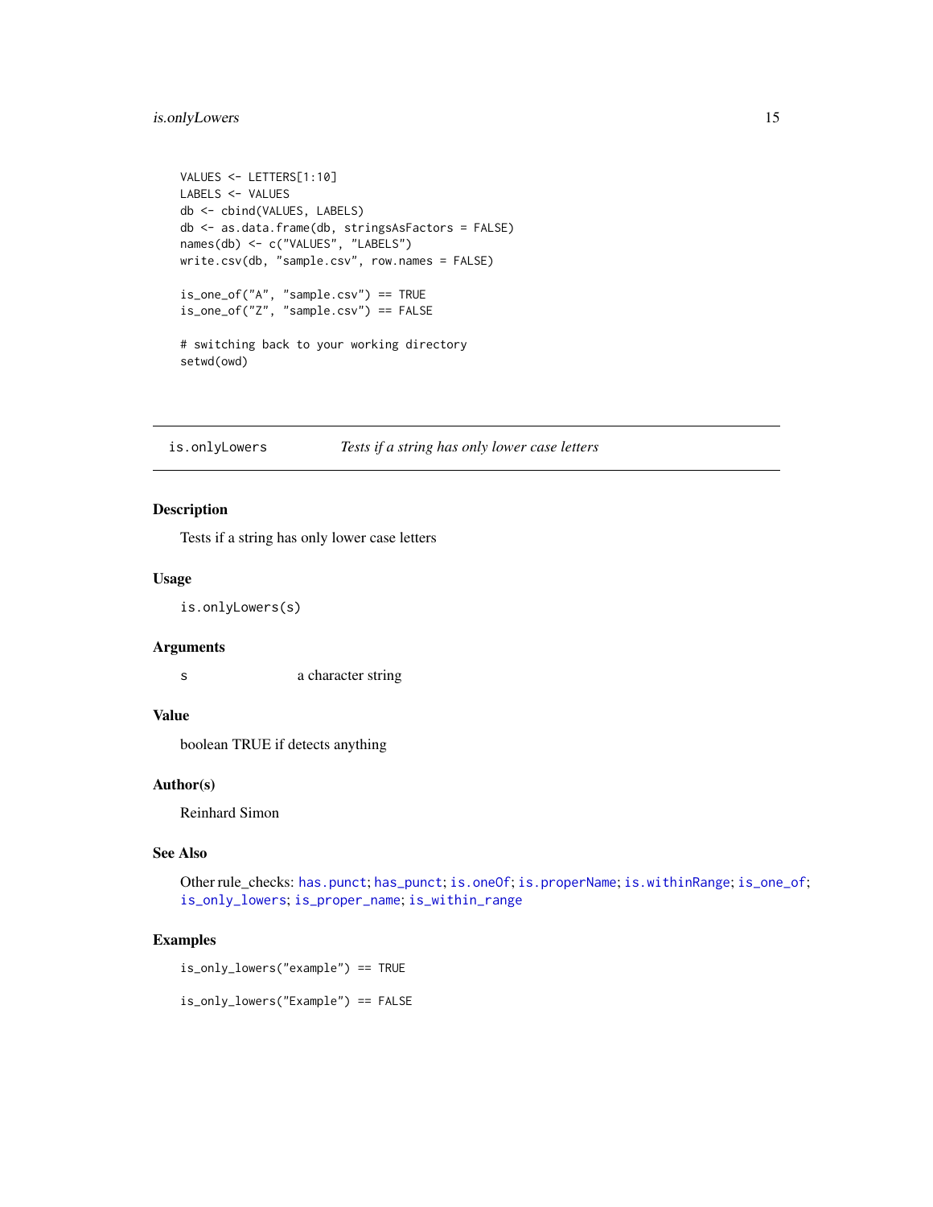```
VALUES <- LETTERS[1:10]
LABELS <- VALUES
db <- cbind(VALUES, LABELS)
db <- as.data.frame(db, stringsAsFactors = FALSE)
names(db) <- c("VALUES", "LABELS")
write.csv(db, "sample.csv", row.names = FALSE)

is_one_of("A", "sample.csv") == TRUE
is_one_of("Z", "sample.csv") == FALSE

# switching back to your working directory
setwd(owd)
```

## is.onlyLowers *Tests if a string has only lower case letters*

### Description

Tests if a string has only lower case letters

### Usage

```
is.onlyLowers(s)
```

### Arguments

s a character string

### Value

boolean TRUE if detects anything

### Author(s)

Reinhard Simon

### See Also

Other rule_checks: has.punct; has_punct; is.oneOf; is.properName; is.withinRange; is_one_of; is_only_lowers; is_proper_name; is_within_range

### Examples

```
is_only_lowers("example") == TRUE

is_only_lowers("Example") == FALSE
```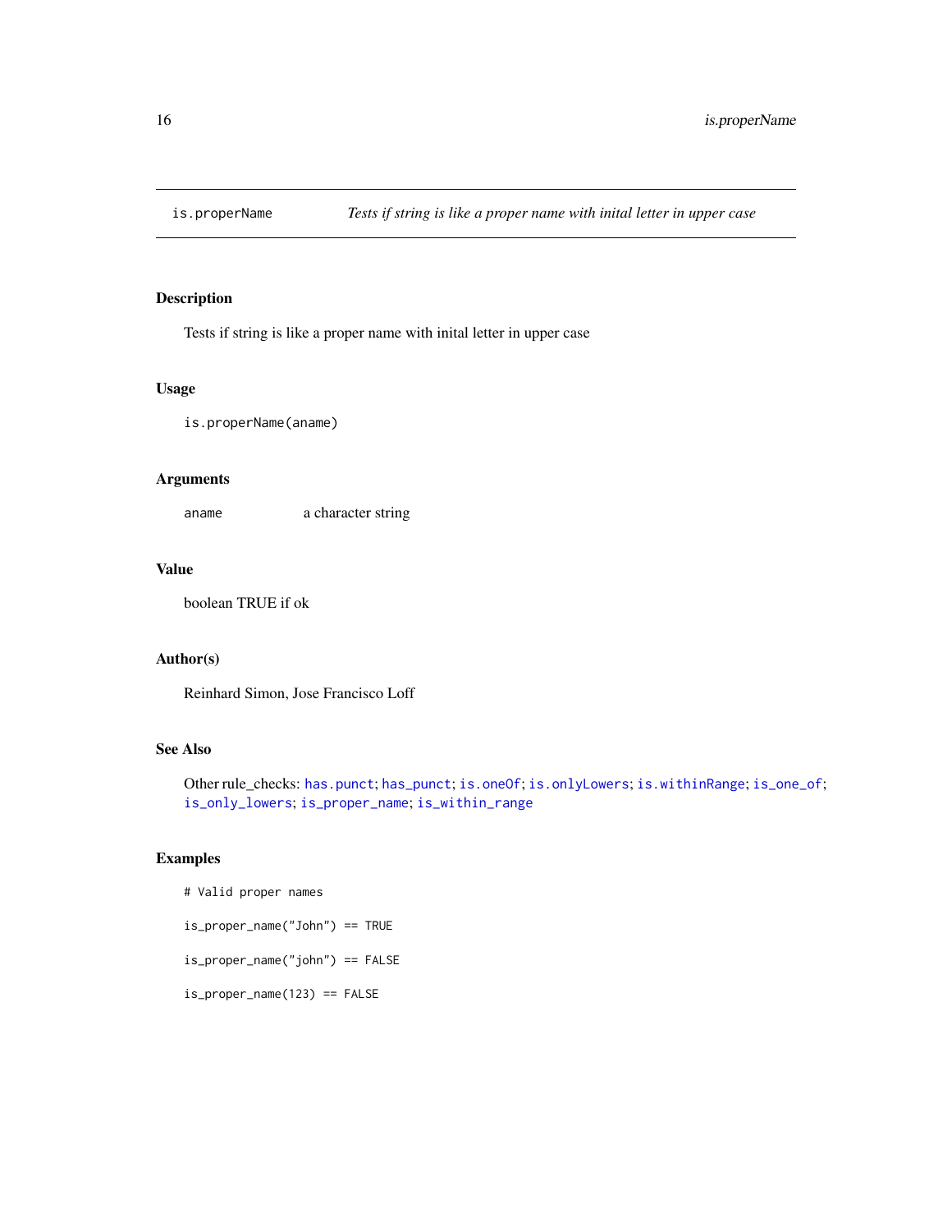## is.properName — *Tests if string is like a proper name with inital letter in upper case*

### Description

Tests if string is like a proper name with inital letter in upper case

### Usage

```
is.properName(aname)
```

### Arguments

| | |
|---|---|
| `aname` | a character string |

### Value

boolean TRUE if ok

### Author(s)

Reinhard Simon, Jose Francisco Loff

### See Also

Other rule_checks: `has.punct`; `has_punct`; `is.oneOf`; `is.onlyLowers`; `is.withinRange`; `is_one_of`; `is_only_lowers`; `is_proper_name`; `is_within_range`

### Examples

```
# Valid proper names

is_proper_name("John") == TRUE

is_proper_name("john") == FALSE

is_proper_name(123) == FALSE
```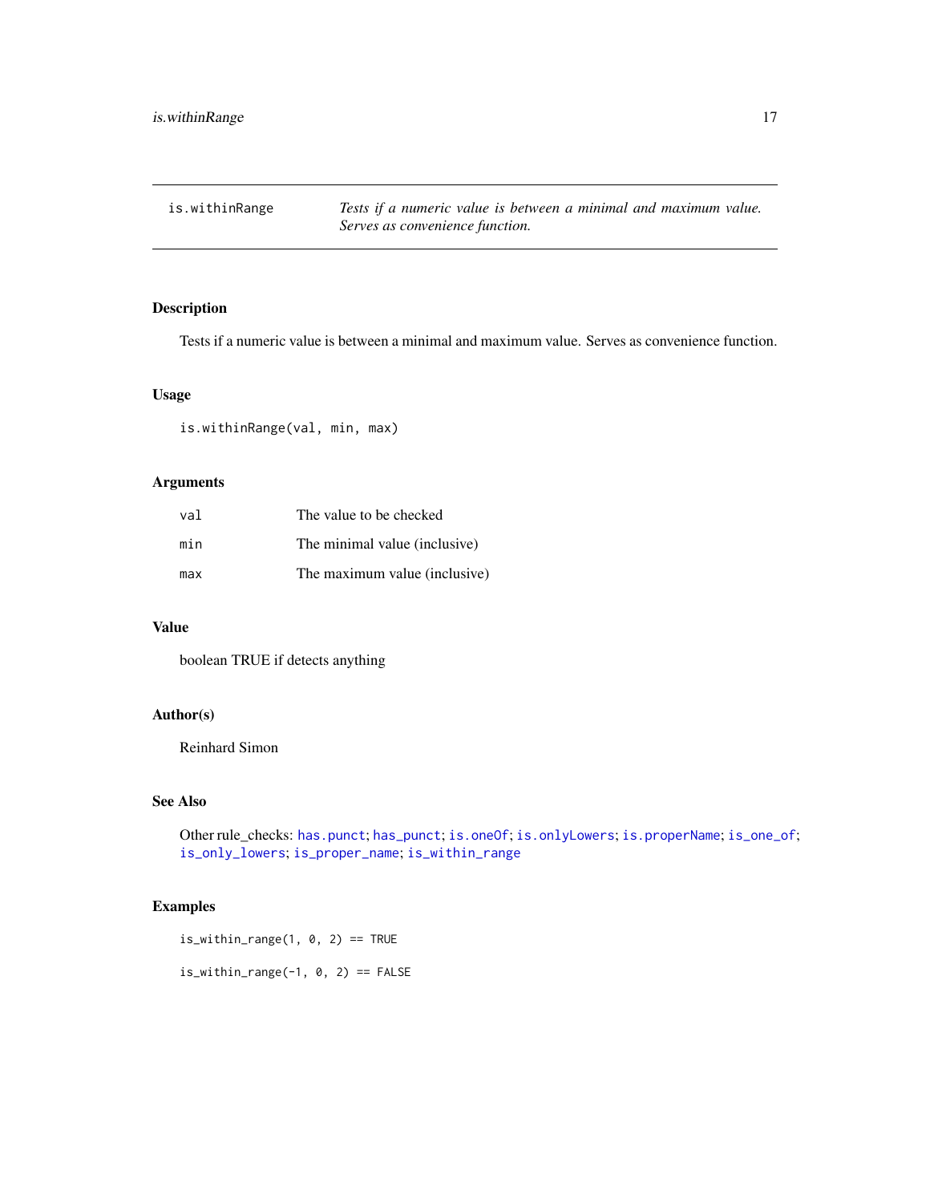## is.withinRange

*Tests if a numeric value is between a minimal and maximum value. Serves as convenience function.*

### Description

Tests if a numeric value is between a minimal and maximum value. Serves as convenience function.

### Usage

```
is.withinRange(val, min, max)
```

### Arguments

| | |
|---|---|
| `val` | The value to be checked |
| `min` | The minimal value (inclusive) |
| `max` | The maximum value (inclusive) |

### Value

boolean TRUE if detects anything

### Author(s)

Reinhard Simon

### See Also

Other rule_checks: `has.punct`; `has_punct`; `is.oneOf`; `is.onlyLowers`; `is.properName`; `is_one_of`; `is_only_lowers`; `is_proper_name`; `is_within_range`

### Examples

```
is_within_range(1, 0, 2) == TRUE

is_within_range(-1, 0, 2) == FALSE
```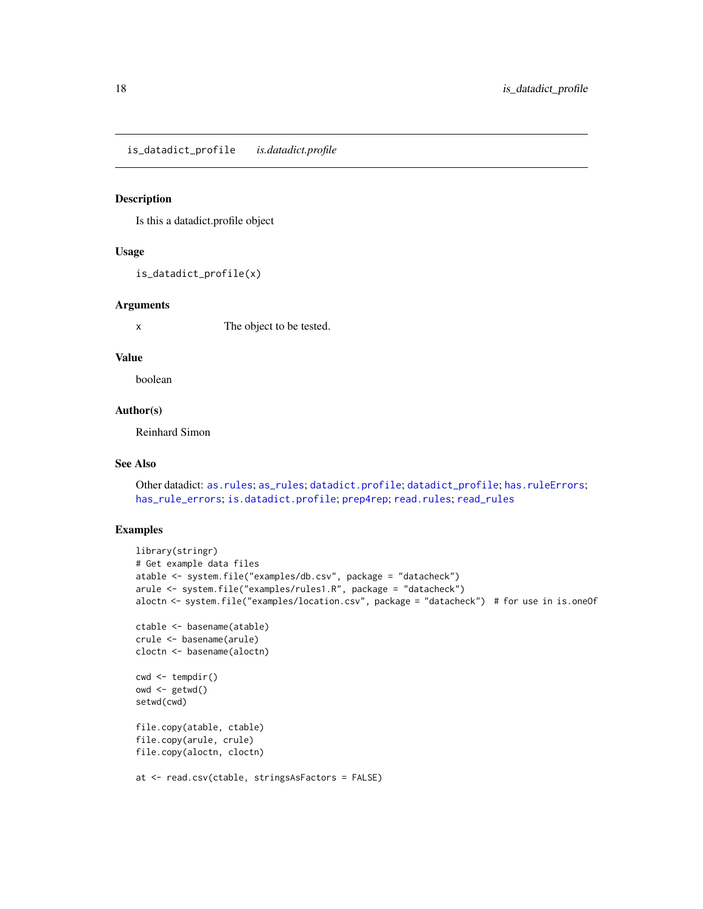## is_datadict_profile *is.datadict.profile*

### Description

Is this a datadict.profile object

### Usage

```
is_datadict_profile(x)
```

### Arguments

| | |
|---|---|
| x | The object to be tested. |

### Value

boolean

### Author(s)

Reinhard Simon

### See Also

Other datadict: as.rules; as_rules; datadict.profile; datadict_profile; has.ruleErrors; has_rule_errors; is.datadict.profile; prep4rep; read.rules; read_rules

### Examples

```
library(stringr)
# Get example data files
atable <- system.file("examples/db.csv", package = "datacheck")
arule <- system.file("examples/rules1.R", package = "datacheck")
aloctn <- system.file("examples/location.csv", package = "datacheck")  # for use in is.oneOf

ctable <- basename(atable)
crule <- basename(arule)
cloctn <- basename(aloctn)

cwd <- tempdir()
owd <- getwd()
setwd(cwd)

file.copy(atable, ctable)
file.copy(arule, crule)
file.copy(aloctn, cloctn)

at <- read.csv(ctable, stringsAsFactors = FALSE)
```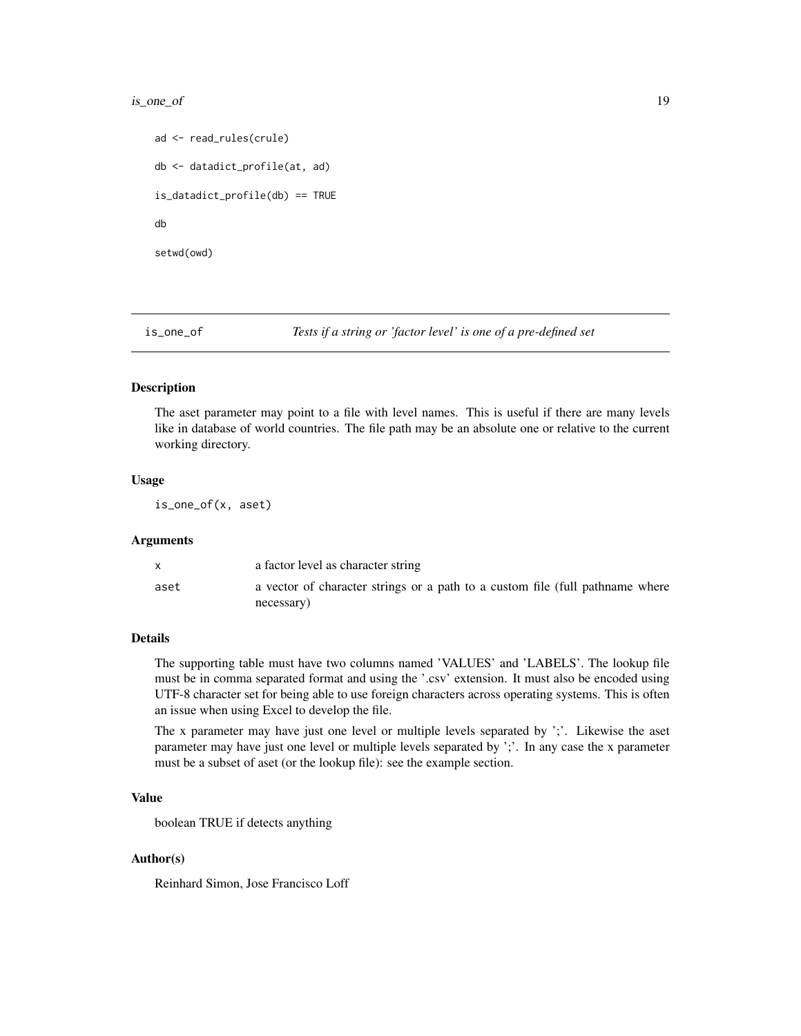```
ad <- read_rules(crule)

db <- datadict_profile(at, ad)

is_datadict_profile(db) == TRUE

db

setwd(owd)
```

---

## is_one_of — *Tests if a string or 'factor level' is one of a pre-defined set*

### Description

The aset parameter may point to a file with level names. This is useful if there are many levels like in database of world countries. The file path may be an absolute one or relative to the current working directory.

### Usage

```
is_one_of(x, aset)
```

### Arguments

| | |
|---|---|
| `x` | a factor level as character string |
| `aset` | a vector of character strings or a path to a custom file (full pathname where necessary) |

### Details

The supporting table must have two columns named 'VALUES' and 'LABELS'. The lookup file must be in comma separated format and using the '.csv' extension. It must also be encoded using UTF-8 character set for being able to use foreign characters across operating systems. This is often an issue when using Excel to develop the file.

The x parameter may have just one level or multiple levels separated by ';'. Likewise the aset parameter may have just one level or multiple levels separated by ';'. In any case the x parameter must be a subset of aset (or the lookup file): see the example section.

### Value

boolean TRUE if detects anything

### Author(s)

Reinhard Simon, Jose Francisco Loff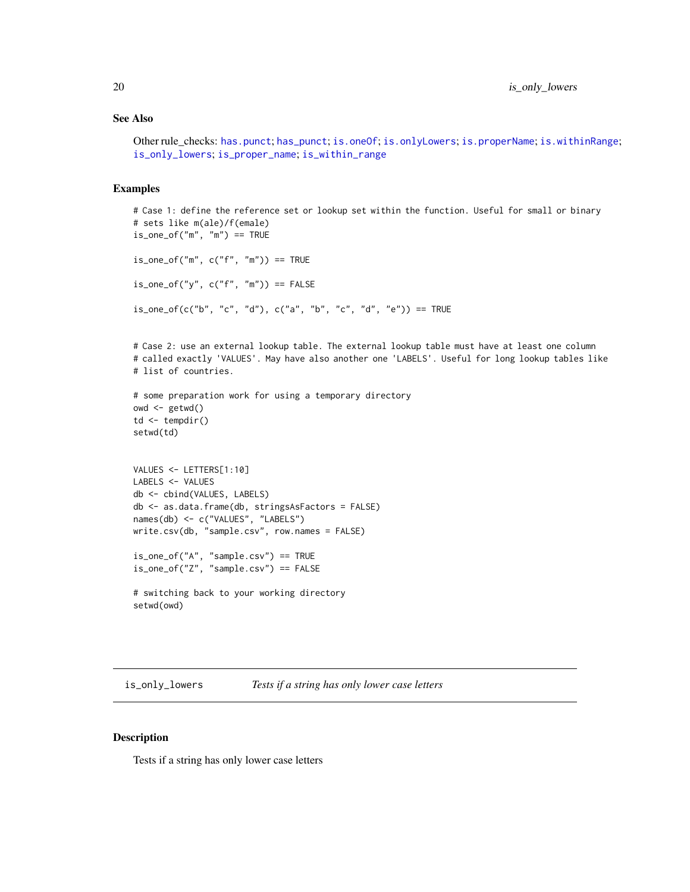### See Also

Other rule_checks: has.punct; has_punct; is.oneOf; is.onlyLowers; is.properName; is.withinRange; is_only_lowers; is_proper_name; is_within_range

### Examples

```
# Case 1: define the reference set or lookup set within the function. Useful for small or binary
# sets like m(ale)/f(emale)
is_one_of("m", "m") == TRUE

is_one_of("m", c("f", "m")) == TRUE

is_one_of("y", c("f", "m")) == FALSE

is_one_of(c("b", "c", "d"), c("a", "b", "c", "d", "e")) == TRUE


# Case 2: use an external lookup table. The external lookup table must have at least one column
# called exactly 'VALUES'. May have also another one 'LABELS'. Useful for long lookup tables like
# list of countries.

# some preparation work for using a temporary directory
owd <- getwd()
td <- tempdir()
setwd(td)


VALUES <- LETTERS[1:10]
LABELS <- VALUES
db <- cbind(VALUES, LABELS)
db <- as.data.frame(db, stringsAsFactors = FALSE)
names(db) <- c("VALUES", "LABELS")
write.csv(db, "sample.csv", row.names = FALSE)

is_one_of("A", "sample.csv") == TRUE
is_one_of("Z", "sample.csv") == FALSE

# switching back to your working directory
setwd(owd)
```

---

## is_only_lowers *Tests if a string has only lower case letters*

---

### Description

Tests if a string has only lower case letters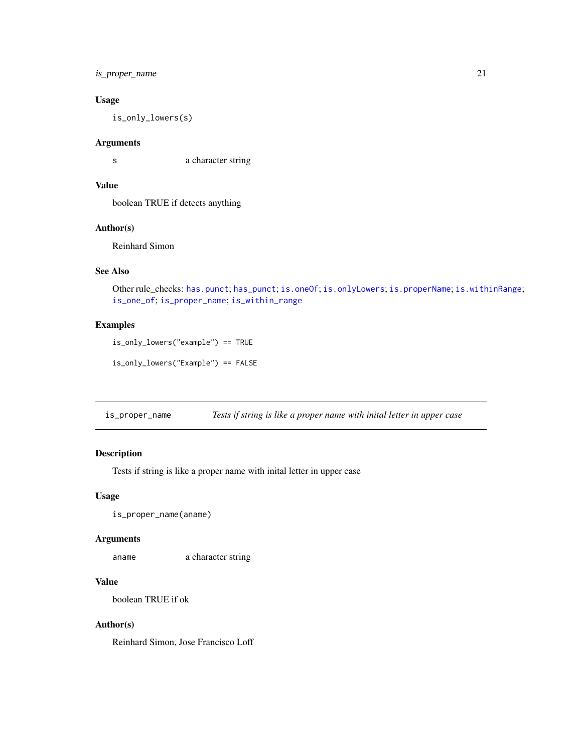### Usage

```
is_only_lowers(s)
```

### Arguments

| | |
|---|---|
| `s` | a character string |

### Value

boolean TRUE if detects anything

### Author(s)

Reinhard Simon

### See Also

Other rule_checks: `has.punct`; `has_punct`; `is.oneOf`; `is.onlyLowers`; `is.properName`; `is.withinRange`; `is_one_of`; `is_proper_name`; `is_within_range`

### Examples

```
is_only_lowers("example") == TRUE

is_only_lowers("Example") == FALSE
```

---

## is_proper_name — *Tests if string is like a proper name with inital letter in upper case*

---

### Description

Tests if string is like a proper name with inital letter in upper case

### Usage

```
is_proper_name(aname)
```

### Arguments

| | |
|---|---|
| `aname` | a character string |

### Value

boolean TRUE if ok

### Author(s)

Reinhard Simon, Jose Francisco Loff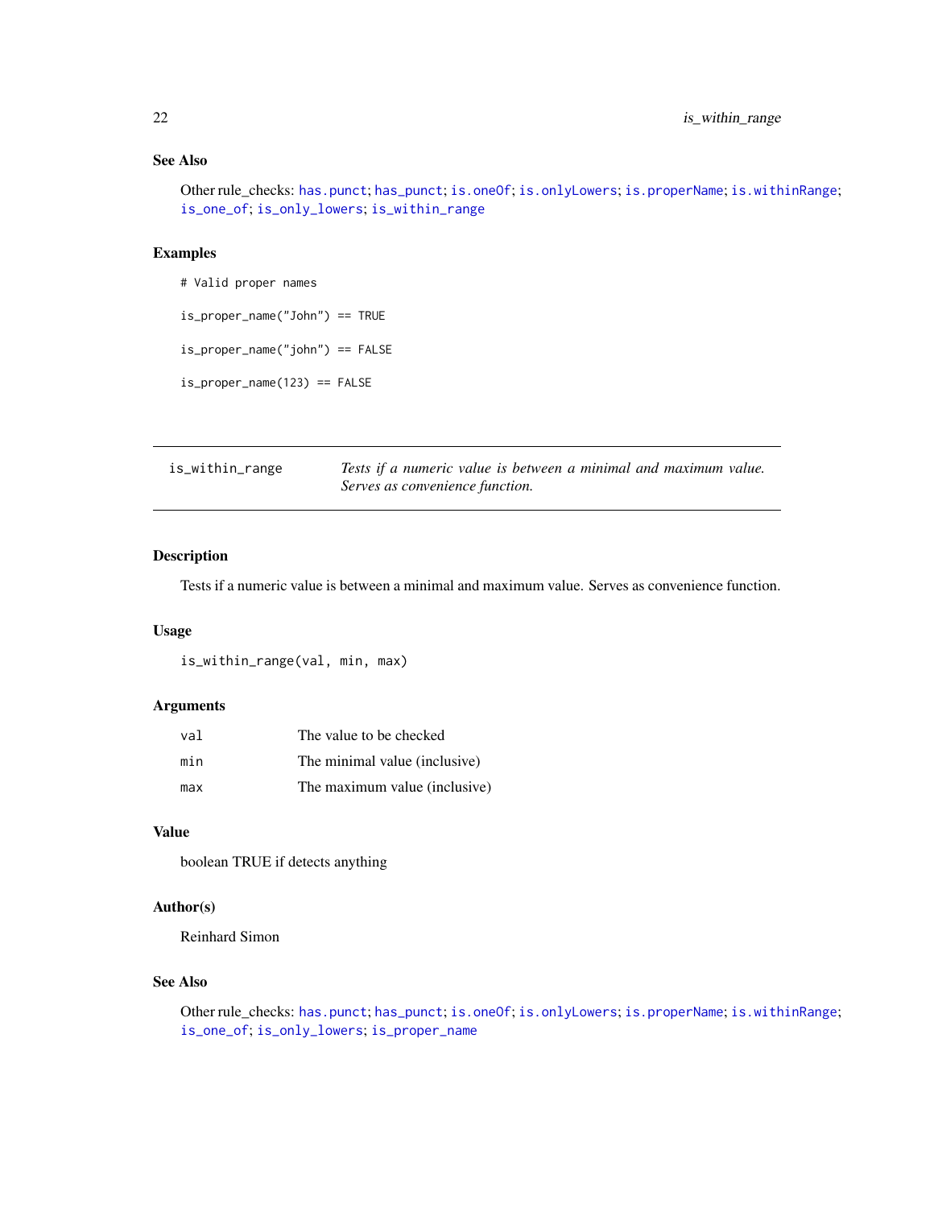### See Also

Other rule_checks: has.punct; has_punct; is.oneOf; is.onlyLowers; is.properName; is.withinRange; is_one_of; is_only_lowers; is_within_range

### Examples

```
# Valid proper names

is_proper_name("John") == TRUE

is_proper_name("john") == FALSE

is_proper_name(123) == FALSE
```

---

## is_within_range — *Tests if a numeric value is between a minimal and maximum value. Serves as convenience function.*

---

### Description

Tests if a numeric value is between a minimal and maximum value. Serves as convenience function.

### Usage

```
is_within_range(val, min, max)
```

### Arguments

| | |
|---|---|
| val | The value to be checked |
| min | The minimal value (inclusive) |
| max | The maximum value (inclusive) |

### Value

boolean TRUE if detects anything

### Author(s)

Reinhard Simon

### See Also

Other rule_checks: has.punct; has_punct; is.oneOf; is.onlyLowers; is.properName; is.withinRange; is_one_of; is_only_lowers; is_proper_name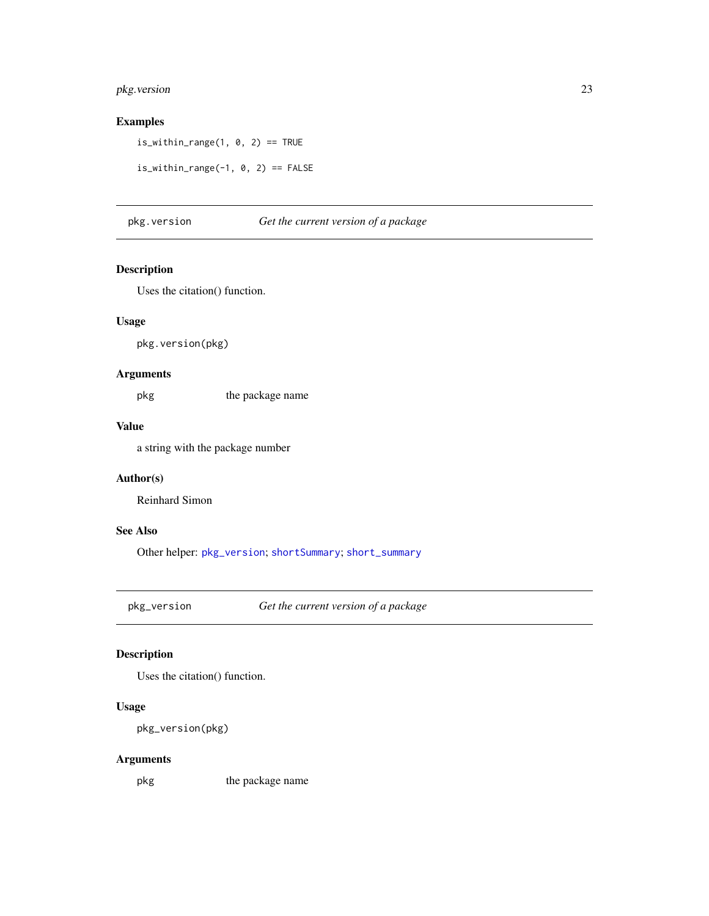### Examples

```
is_within_range(1, 0, 2) == TRUE

is_within_range(-1, 0, 2) == FALSE
```

---

## pkg.version *Get the current version of a package*

---

### Description

Uses the citation() function.

### Usage

```
pkg.version(pkg)
```

### Arguments

| | |
|---|---|
| pkg | the package name |

### Value

a string with the package number

### Author(s)

Reinhard Simon

### See Also

Other helper: pkg_version; shortSummary; short_summary

---

## pkg_version *Get the current version of a package*

---

### Description

Uses the citation() function.

### Usage

```
pkg_version(pkg)
```

### Arguments

| | |
|---|---|
| pkg | the package name |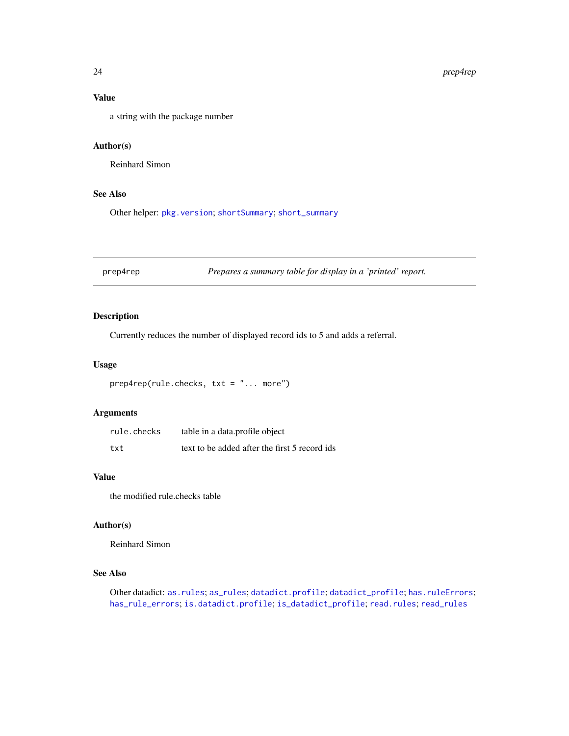### Value

a string with the package number

### Author(s)

Reinhard Simon

### See Also

Other helper: pkg.version; shortSummary; short_summary

---

## prep4rep — *Prepares a summary table for display in a 'printed' report.*

---

### Description

Currently reduces the number of displayed record ids to 5 and adds a referral.

### Usage

```
prep4rep(rule.checks, txt = "... more")
```

### Arguments

| | |
|---|---|
| rule.checks | table in a data.profile object |
| txt | text to be added after the first 5 record ids |

### Value

the modified rule.checks table

### Author(s)

Reinhard Simon

### See Also

Other datadict: as.rules; as_rules; datadict.profile; datadict_profile; has.ruleErrors; has_rule_errors; is.datadict.profile; is_datadict_profile; read.rules; read_rules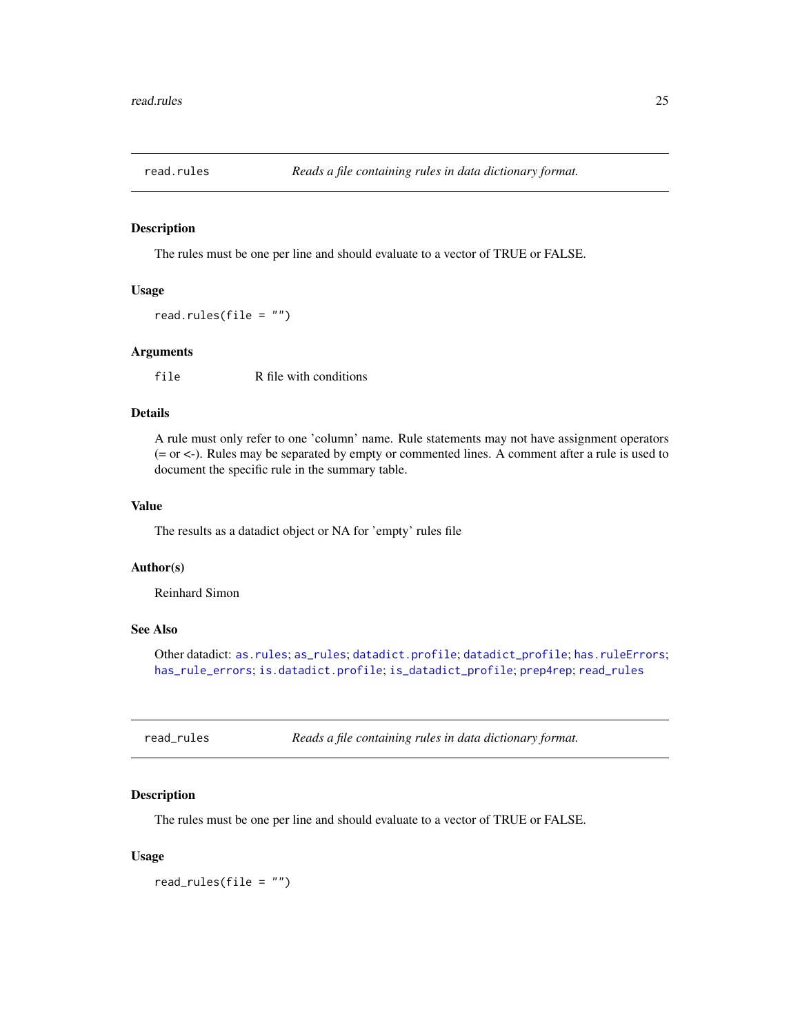## read.rules — *Reads a file containing rules in data dictionary format.*

### Description

The rules must be one per line and should evaluate to a vector of TRUE or FALSE.

### Usage

```
read.rules(file = "")
```

### Arguments

| | |
|---|---|
| file | R file with conditions |

### Details

A rule must only refer to one 'column' name. Rule statements may not have assignment operators (= or <-). Rules may be separated by empty or commented lines. A comment after a rule is used to document the specific rule in the summary table.

### Value

The results as a datadict object or NA for 'empty' rules file

### Author(s)

Reinhard Simon

### See Also

Other datadict: `as.rules`; `as_rules`; `datadict.profile`; `datadict_profile`; `has.ruleErrors`; `has_rule_errors`; `is.datadict.profile`; `is_datadict_profile`; `prep4rep`; `read_rules`

## read_rules — *Reads a file containing rules in data dictionary format.*

### Description

The rules must be one per line and should evaluate to a vector of TRUE or FALSE.

### Usage

```
read_rules(file = "")
```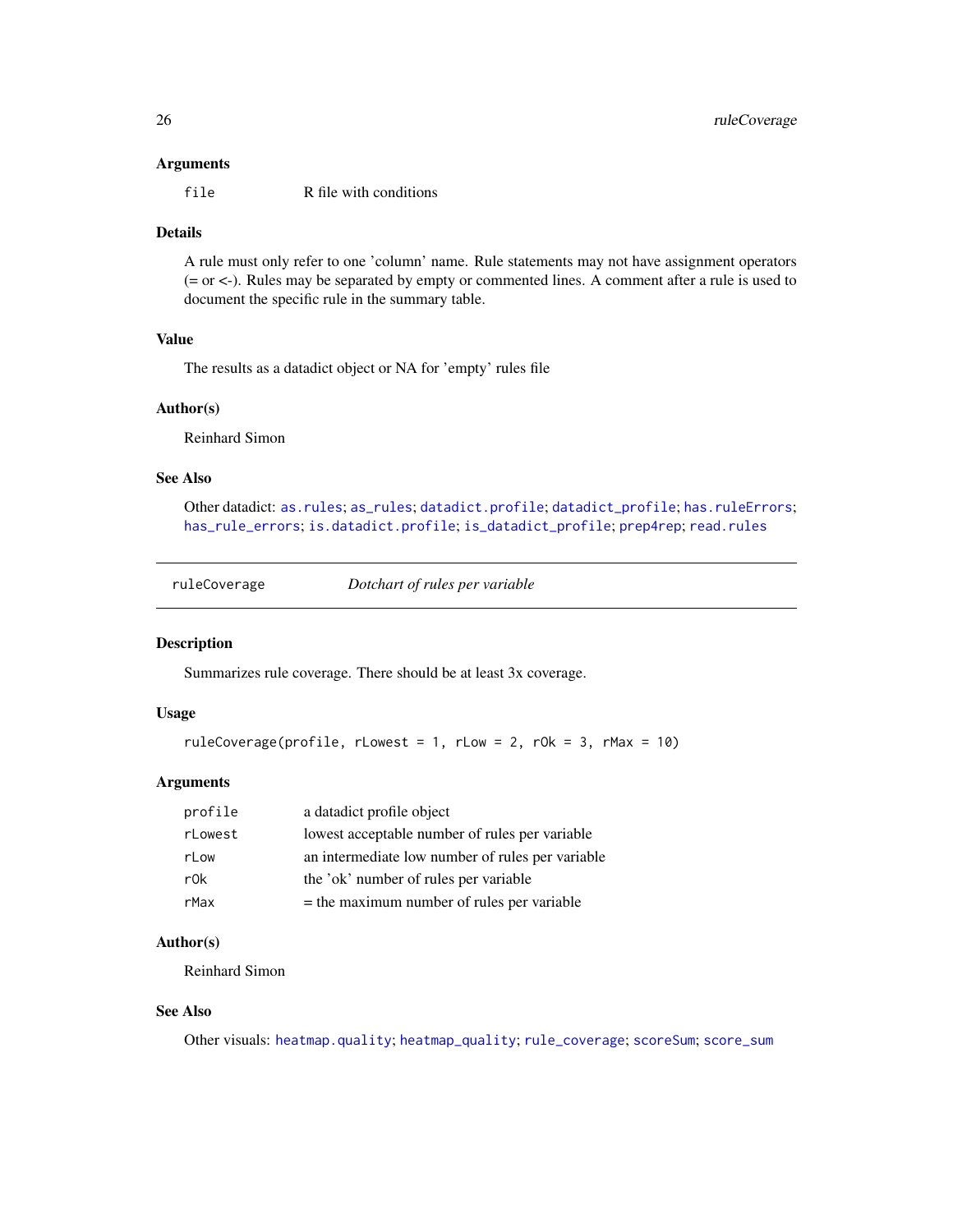### Arguments

| | |
|---|---|
| `file` | R file with conditions |

### Details

A rule must only refer to one 'column' name. Rule statements may not have assignment operators (= or <-). Rules may be separated by empty or commented lines. A comment after a rule is used to document the specific rule in the summary table.

### Value

The results as a datadict object or NA for 'empty' rules file

### Author(s)

Reinhard Simon

### See Also

Other datadict: `as.rules`; `as_rules`; `datadict.profile`; `datadict_profile`; `has.ruleErrors`; `has_rule_errors`; `is.datadict.profile`; `is_datadict_profile`; `prep4rep`; `read.rules`

---

## ruleCoverage — *Dotchart of rules per variable*

### Description

Summarizes rule coverage. There should be at least 3x coverage.

### Usage

```
ruleCoverage(profile, rLowest = 1, rLow = 2, rOk = 3, rMax = 10)
```

### Arguments

| | |
|---|---|
| `profile` | a datadict profile object |
| `rLowest` | lowest acceptable number of rules per variable |
| `rLow` | an intermediate low number of rules per variable |
| `rOk` | the 'ok' number of rules per variable |
| `rMax` | = the maximum number of rules per variable |

### Author(s)

Reinhard Simon

### See Also

Other visuals: `heatmap.quality`; `heatmap_quality`; `rule_coverage`; `scoreSum`; `score_sum`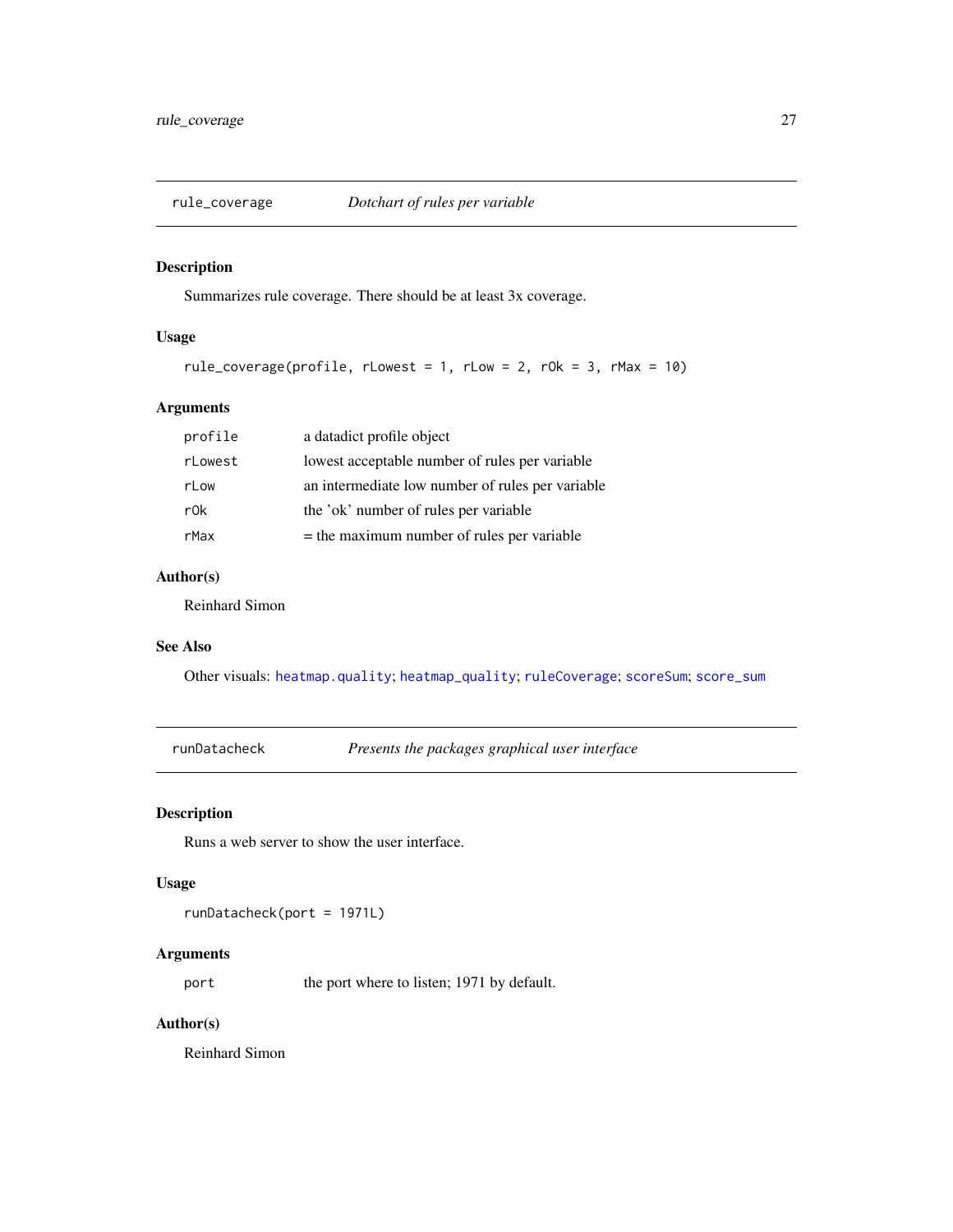## rule_coverage — *Dotchart of rules per variable*

### Description

Summarizes rule coverage. There should be at least 3x coverage.

### Usage

```
rule_coverage(profile, rLowest = 1, rLow = 2, rOk = 3, rMax = 10)
```

### Arguments

| | |
|---|---|
| profile | a datadict profile object |
| rLowest | lowest acceptable number of rules per variable |
| rLow | an intermediate low number of rules per variable |
| rOk | the 'ok' number of rules per variable |
| rMax | = the maximum number of rules per variable |

### Author(s)

Reinhard Simon

### See Also

Other visuals: heatmap.quality; heatmap_quality; ruleCoverage; scoreSum; score_sum

## runDatacheck — *Presents the packages graphical user interface*

### Description

Runs a web server to show the user interface.

### Usage

```
runDatacheck(port = 1971L)
```

### Arguments

| | |
|---|---|
| port | the port where to listen; 1971 by default. |

### Author(s)

Reinhard Simon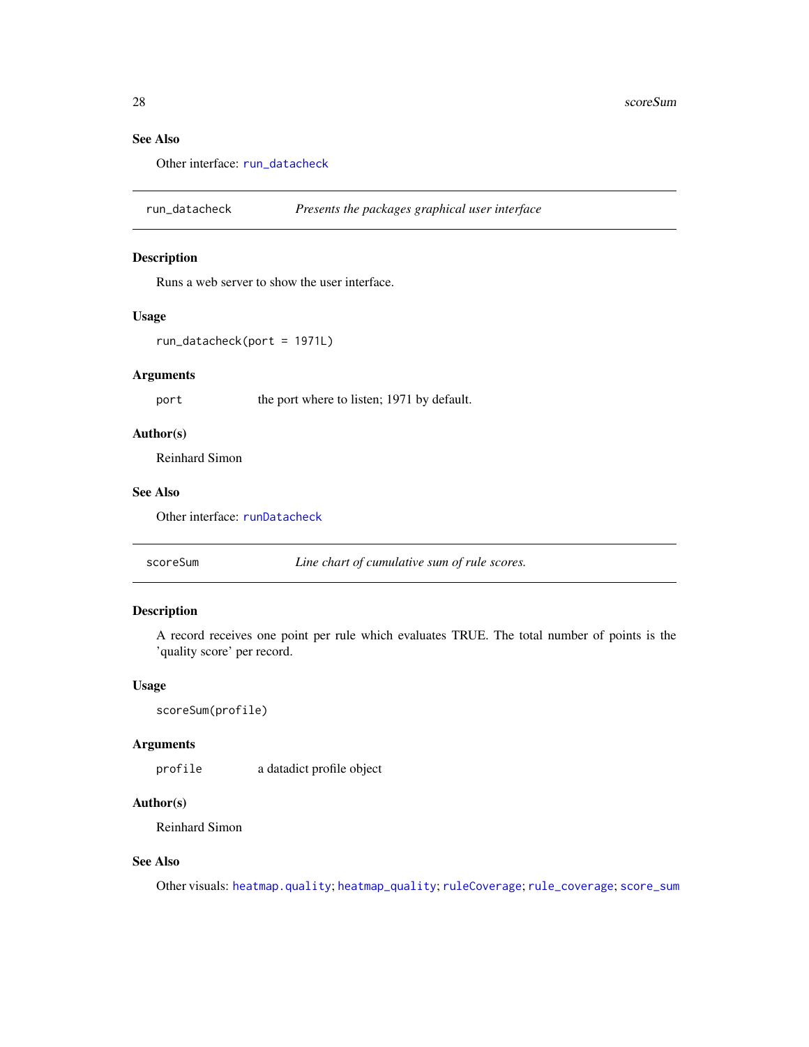### See Also

Other interface: run_datacheck

---

## run_datacheck — *Presents the packages graphical user interface*

### Description

Runs a web server to show the user interface.

### Usage

```
run_datacheck(port = 1971L)
```

### Arguments

| | |
|---|---|
| port | the port where to listen; 1971 by default. |

### Author(s)

Reinhard Simon

### See Also

Other interface: runDatacheck

---

## scoreSum — *Line chart of cumulative sum of rule scores.*

### Description

A record receives one point per rule which evaluates TRUE. The total number of points is the 'quality score' per record.

### Usage

```
scoreSum(profile)
```

### Arguments

| | |
|---|---|
| profile | a datadict profile object |

### Author(s)

Reinhard Simon

### See Also

Other visuals: heatmap.quality; heatmap_quality; ruleCoverage; rule_coverage; score_sum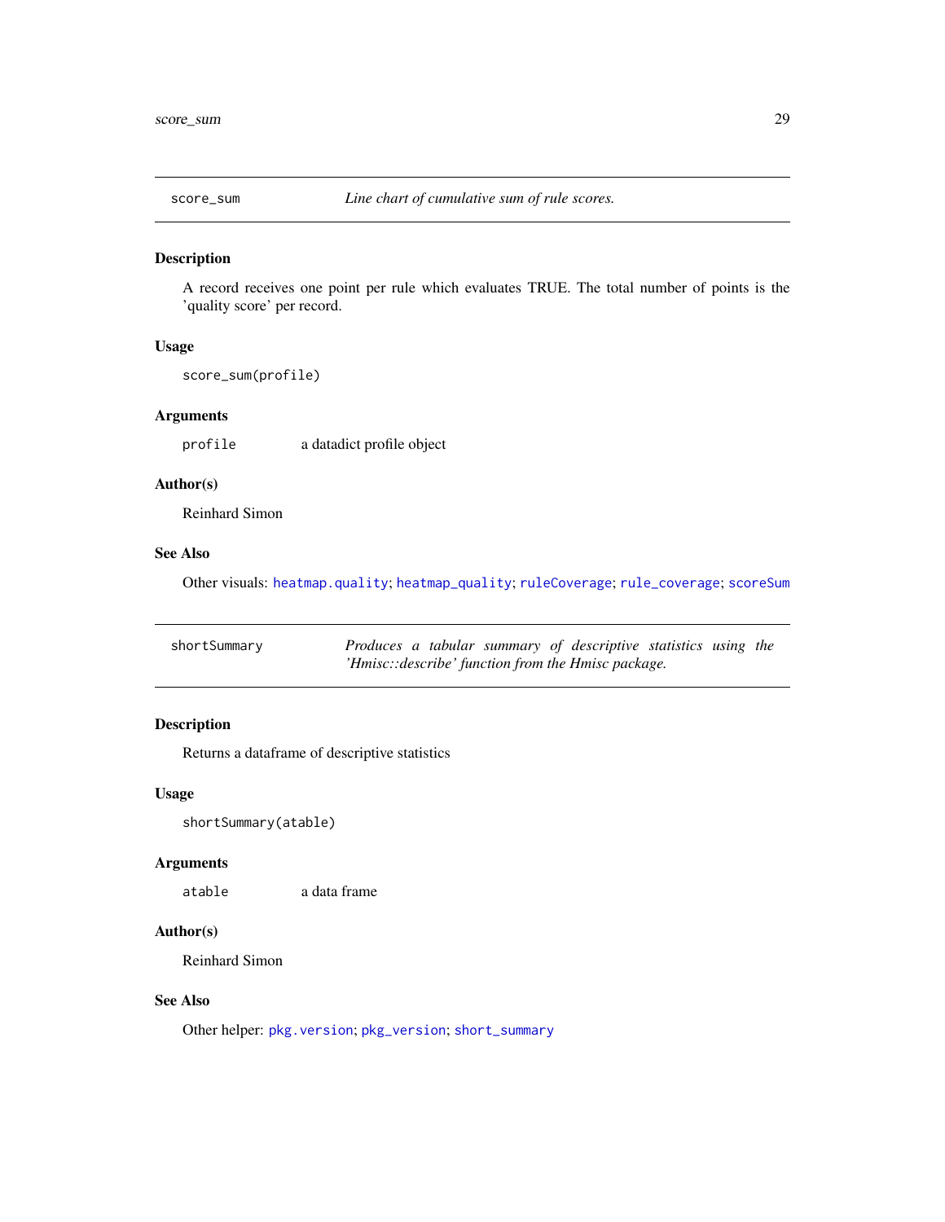## score_sum

*Line chart of cumulative sum of rule scores.*

### Description

A record receives one point per rule which evaluates TRUE. The total number of points is the 'quality score' per record.

### Usage

```
score_sum(profile)
```

### Arguments

| | |
|---|---|
| profile | a datadict profile object |

### Author(s)

Reinhard Simon

### See Also

Other visuals: heatmap.quality; heatmap_quality; ruleCoverage; rule_coverage; scoreSum

## shortSummary

*Produces a tabular summary of descriptive statistics using the 'Hmisc::describe' function from the Hmisc package.*

### Description

Returns a dataframe of descriptive statistics

### Usage

```
shortSummary(atable)
```

### Arguments

| | |
|---|---|
| atable | a data frame |

### Author(s)

Reinhard Simon

### See Also

Other helper: pkg.version; pkg_version; short_summary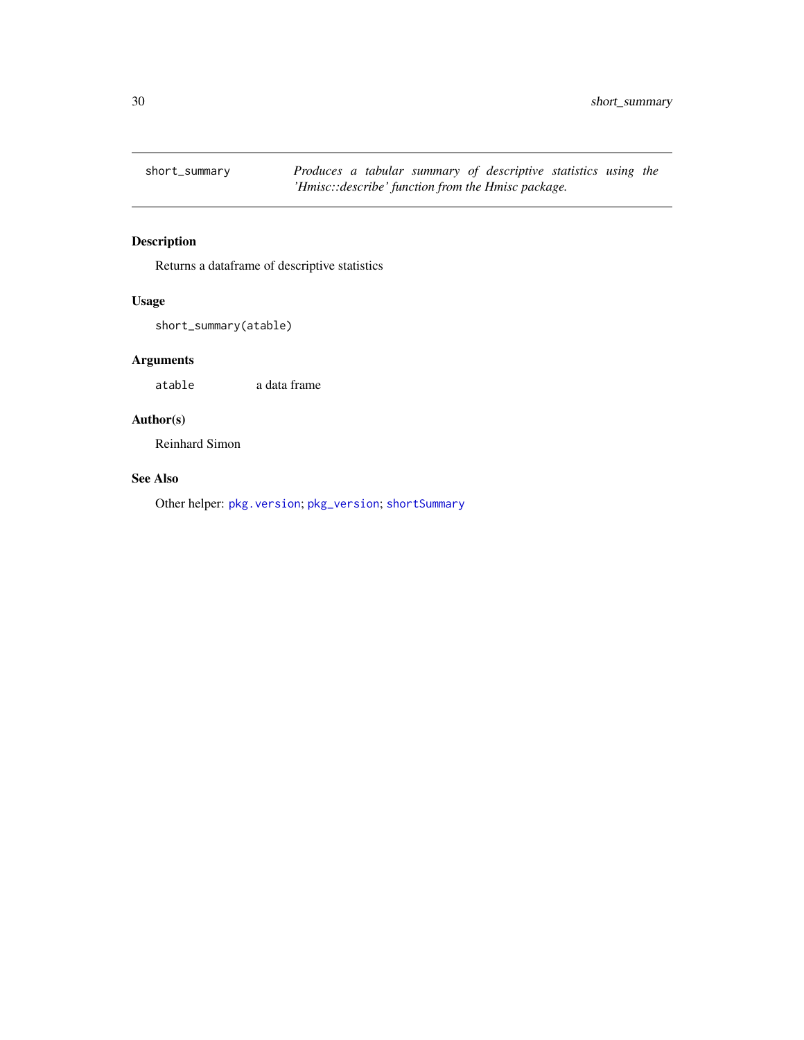## short_summary

*Produces a tabular summary of descriptive statistics using the 'Hmisc::describe' function from the Hmisc package.*

### Description

Returns a dataframe of descriptive statistics

### Usage

```
short_summary(atable)
```

### Arguments

| | |
|---|---|
| atable | a data frame |

### Author(s)

Reinhard Simon

### See Also

Other helper: pkg.version; pkg_version; shortSummary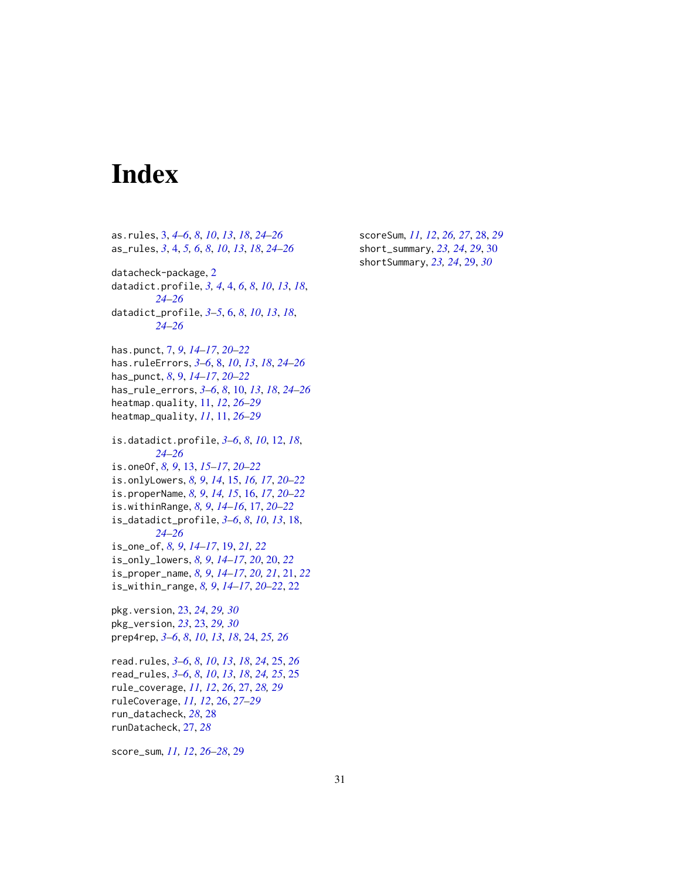# Index

as.rules, 3, *4–6*, *8*, *10*, *13*, *18*, *24–26*
as_rules, *3*, 4, *5, 6*, *8*, *10*, *13*, *18*, *24–26*

datacheck-package, 2
datadict.profile, *3, 4*, 4, *6*, *8*, *10*, *13*, *18*, *24–26*
datadict_profile, *3–5*, 6, *8*, *10*, *13*, *18*, *24–26*

has.punct, 7, *9*, *14–17*, *20–22*
has.ruleErrors, *3–6*, 8, *10*, *13*, *18*, *24–26*
has_punct, *8*, 9, *14–17*, *20–22*
has_rule_errors, *3–6*, *8*, 10, *13*, *18*, *24–26*
heatmap.quality, 11, *12*, *26–29*
heatmap_quality, *11*, 11, *26–29*

is.datadict.profile, *3–6*, *8*, *10*, 12, *18*, *24–26*
is.oneOf, *8, 9*, 13, *15–17*, *20–22*
is.onlyLowers, *8, 9*, *14*, 15, *16, 17*, *20–22*
is.properName, *8, 9*, *14, 15*, 16, *17*, *20–22*
is.withinRange, *8, 9*, *14–16*, 17, *20–22*
is_datadict_profile, *3–6*, *8*, *10*, *13*, 18, *24–26*
is_one_of, *8, 9*, *14–17*, 19, *21, 22*
is_only_lowers, *8, 9*, *14–17*, *20*, 20, *22*
is_proper_name, *8, 9*, *14–17*, *20, 21*, 21, *22*
is_within_range, *8, 9*, *14–17*, *20–22*, 22

pkg.version, 23, *24*, *29, 30*
pkg_version, *23*, 23, *29, 30*
prep4rep, *3–6*, *8*, *10*, *13*, *18*, 24, *25, 26*

read.rules, *3–6*, *8*, *10*, *13*, *18*, *24*, 25, *26*
read_rules, *3–6*, *8*, *10*, *13*, *18*, *24, 25*, 25
rule_coverage, *11, 12*, *26*, 27, *28, 29*
ruleCoverage, *11, 12*, 26, *27–29*
run_datacheck, *28*, 28
runDatacheck, 27, *28*

score_sum, *11, 12*, *26–28*, 29
scoreSum, *11, 12*, *26, 27*, 28, *29*
short_summary, *23, 24*, *29*, 30
shortSummary, *23, 24*, 29, *30*